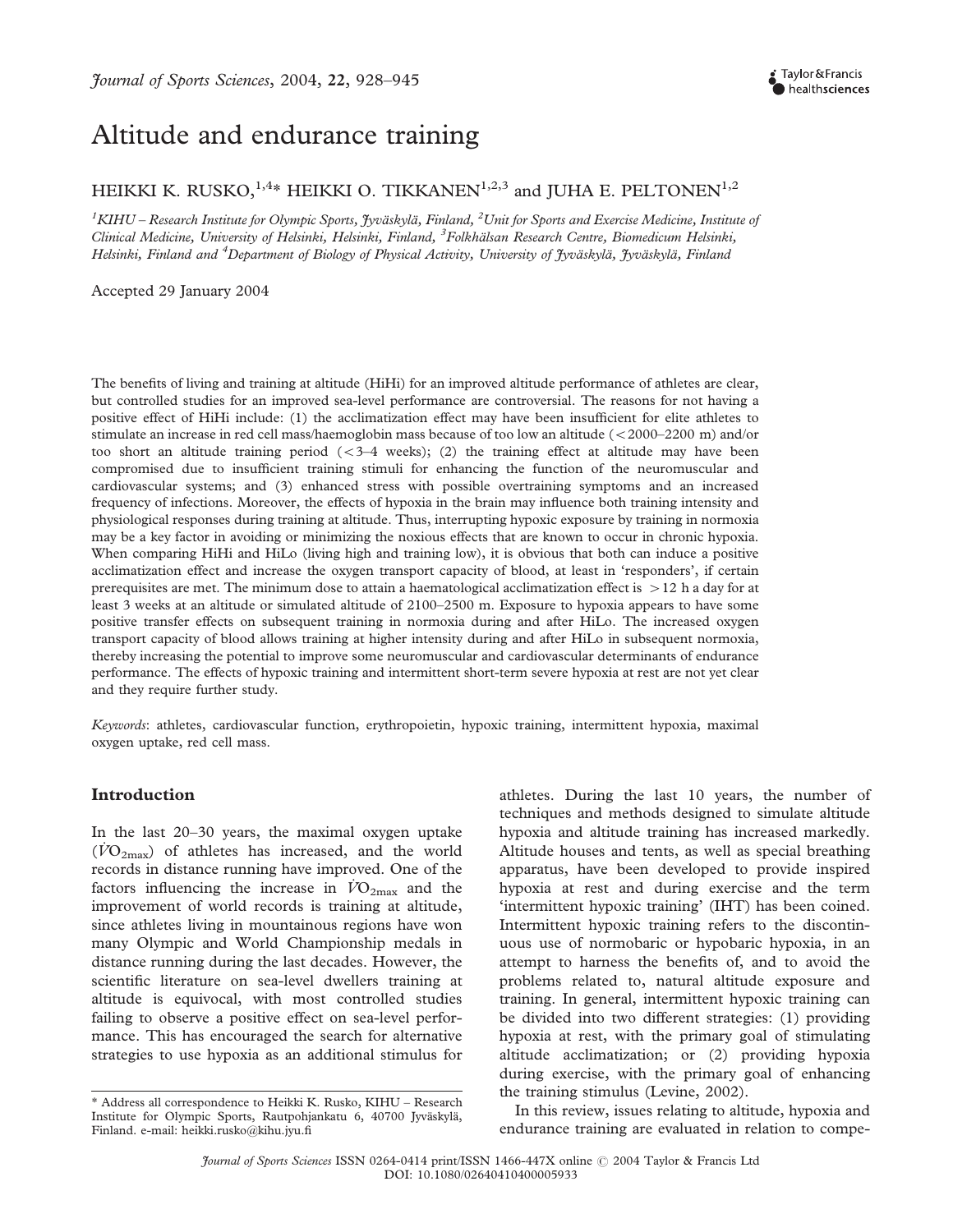# Altitude and endurance training

HEIKKI K. RUSKO,[1,4]* HEIKKI O. TIKKANEN[1,2,3] and JUHA E. PELTONEN[1,2]

[1]*KIHU – Research Institute for Olympic Sports, Jyväskylä, Finland,* [2]*Unit for Sports and Exercise Medicine, Institute of Clinical Medicine, University of Helsinki, Helsinki, Finland,* [3]*Folkhälsan Research Centre, Biomedicum Helsinki, Helsinki, Finland and* [4]*Department of Biology of Physical Activity, University of Jyväskylä, Jyväskylä, Finland*

Accepted 29 January 2004

The benefits of living and training at altitude (HiHi) for an improved altitude performance of athletes are clear, but controlled studies for an improved sea-level performance are controversial. The reasons for not having a positive effect of HiHi include: (1) the acclimatization effect may have been insufficient for elite athletes to stimulate an increase in red cell mass/haemoglobin mass because of too low an altitude (<2000–2200 m) and/or too short an altitude training period (<3–4 weeks); (2) the training effect at altitude may have been compromised due to insufficient training stimuli for enhancing the function of the neuromuscular and cardiovascular systems; and (3) enhanced stress with possible overtraining symptoms and an increased frequency of infections. Moreover, the effects of hypoxia in the brain may influence both training intensity and physiological responses during training at altitude. Thus, interrupting hypoxic exposure by training in normoxia may be a key factor in avoiding or minimizing the noxious effects that are known to occur in chronic hypoxia. When comparing HiHi and HiLo (living high and training low), it is obvious that both can induce a positive acclimatization effect and increase the oxygen transport capacity of blood, at least in 'responders', if certain prerequisites are met. The minimum dose to attain a haematological acclimatization effect is >12 h a day for at least 3 weeks at an altitude or simulated altitude of 2100–2500 m. Exposure to hypoxia appears to have some positive transfer effects on subsequent training in normoxia during and after HiLo. The increased oxygen transport capacity of blood allows training at higher intensity during and after HiLo in subsequent normoxia, thereby increasing the potential to improve some neuromuscular and cardiovascular determinants of endurance performance. The effects of hypoxic training and intermittent short-term severe hypoxia at rest are not yet clear and they require further study.

*Keywords*: athletes, cardiovascular function, erythropoietin, hypoxic training, intermittent hypoxia, maximal oxygen uptake, red cell mass.

## Introduction

In the last 20–30 years, the maximal oxygen uptake ($\dot{V}O_{2max}$) of athletes has increased, and the world records in distance running have improved. One of the factors influencing the increase in $\dot{V}O_{2max}$ and the improvement of world records is training at altitude, since athletes living in mountainous regions have won many Olympic and World Championship medals in distance running during the last decades. However, the scientific literature on sea-level dwellers training at altitude is equivocal, with most controlled studies failing to observe a positive effect on sea-level performance. This has encouraged the search for alternative strategies to use hypoxia as an additional stimulus for athletes. During the last 10 years, the number of techniques and methods designed to simulate altitude hypoxia and altitude training has increased markedly. Altitude houses and tents, as well as special breathing apparatus, have been developed to provide inspired hypoxia at rest and during exercise and the term 'intermittent hypoxic training' (IHT) has been coined. Intermittent hypoxic training refers to the discontinuous use of normobaric or hypobaric hypoxia, in an attempt to harness the benefits of, and to avoid the problems related to, natural altitude exposure and training. In general, intermittent hypoxic training can be divided into two different strategies: (1) providing hypoxia at rest, with the primary goal of stimulating altitude acclimatization; or (2) providing hypoxia during exercise, with the primary goal of enhancing the training stimulus (Levine, 2002).

In this review, issues relating to altitude, hypoxia and endurance training are evaluated in relation to compe-

\* Address all correspondence to Heikki K. Rusko, KIHU – Research Institute for Olympic Sports, Rautpohjankatu 6, 40700 Jyväskylä, Finland. e-mail: heikki.rusko@kihu.jyu.fi

*Journal of Sports Sciences* ISSN 0264-0414 print/ISSN 1466-447X online © 2004 Taylor & Francis Ltd
DOI: 10.1080/02640410400005933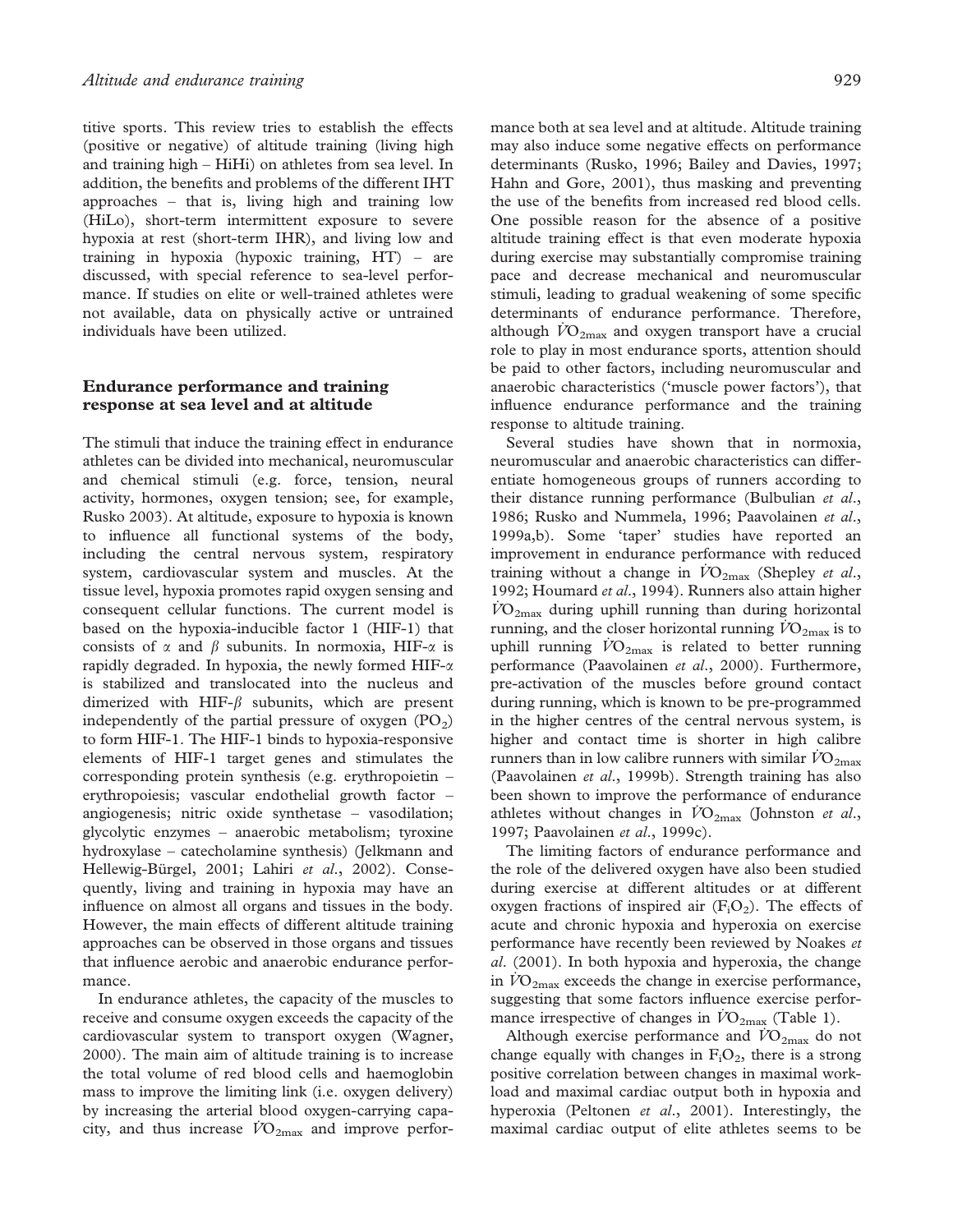titive sports. This review tries to establish the effects (positive or negative) of altitude training (living high and training high – HiHi) on athletes from sea level. In addition, the benefits and problems of the different IHT approaches – that is, living high and training low (HiLo), short-term intermittent exposure to severe hypoxia at rest (short-term IHR), and living low and training in hypoxia (hypoxic training, HT) – are discussed, with special reference to sea-level performance. If studies on elite or well-trained athletes were not available, data on physically active or untrained individuals have been utilized.

## Endurance performance and training response at sea level and at altitude

The stimuli that induce the training effect in endurance athletes can be divided into mechanical, neuromuscular and chemical stimuli (e.g. force, tension, neural activity, hormones, oxygen tension; see, for example, Rusko 2003). At altitude, exposure to hypoxia is known to influence all functional systems of the body, including the central nervous system, respiratory system, cardiovascular system and muscles. At the tissue level, hypoxia promotes rapid oxygen sensing and consequent cellular functions. The current model is based on the hypoxia-inducible factor 1 (HIF-1) that consists of $\alpha$ and $\beta$ subunits. In normoxia, HIF-$\alpha$ is rapidly degraded. In hypoxia, the newly formed HIF-$\alpha$ is stabilized and translocated into the nucleus and dimerized with HIF-$\beta$ subunits, which are present independently of the partial pressure of oxygen ($PO_2$) to form HIF-1. The HIF-1 binds to hypoxia-responsive elements of HIF-1 target genes and stimulates the corresponding protein synthesis (e.g. erythropoietin – erythropoiesis; vascular endothelial growth factor – angiogenesis; nitric oxide synthetase – vasodilation; glycolytic enzymes – anaerobic metabolism; tyroxine hydroxylase – catecholamine synthesis) (Jelkmann and Hellewig-Bürgel, 2001; Lahiri *et al*., 2002). Consequently, living and training in hypoxia may have an influence on almost all organs and tissues in the body. However, the main effects of different altitude training approaches can be observed in those organs and tissues that influence aerobic and anaerobic endurance performance.

In endurance athletes, the capacity of the muscles to receive and consume oxygen exceeds the capacity of the cardiovascular system to transport oxygen (Wagner, 2000). The main aim of altitude training is to increase the total volume of red blood cells and haemoglobin mass to improve the limiting link (i.e. oxygen delivery) by increasing the arterial blood oxygen-carrying capacity, and thus increase $\dot{V}O_{2max}$ and improve performance both at sea level and at altitude. Altitude training may also induce some negative effects on performance determinants (Rusko, 1996; Bailey and Davies, 1997; Hahn and Gore, 2001), thus masking and preventing the use of the benefits from increased red blood cells. One possible reason for the absence of a positive altitude training effect is that even moderate hypoxia during exercise may substantially compromise training pace and decrease mechanical and neuromuscular stimuli, leading to gradual weakening of some specific determinants of endurance performance. Therefore, although $\dot{V}O_{2max}$ and oxygen transport have a crucial role to play in most endurance sports, attention should be paid to other factors, including neuromuscular and anaerobic characteristics ('muscle power factors'), that influence endurance performance and the training response to altitude training.

Several studies have shown that in normoxia, neuromuscular and anaerobic characteristics can differentiate homogeneous groups of runners according to their distance running performance (Bulbulian *et al*., 1986; Rusko and Nummela, 1996; Paavolainen *et al*., 1999a,b). Some 'taper' studies have reported an improvement in endurance performance with reduced training without a change in $\dot{V}O_{2max}$ (Shepley *et al*., 1992; Houmard *et al*., 1994). Runners also attain higher $\dot{V}O_{2max}$ during uphill running than during horizontal running, and the closer horizontal running $\dot{V}O_{2max}$ is to uphill running $\dot{V}O_{2max}$ is related to better running performance (Paavolainen *et al*., 2000). Furthermore, pre-activation of the muscles before ground contact during running, which is known to be pre-programmed in the higher centres of the central nervous system, is higher and contact time is shorter in high calibre runners than in low calibre runners with similar $\dot{V}O_{2max}$ (Paavolainen *et al*., 1999b). Strength training has also been shown to improve the performance of endurance athletes without changes in $\dot{V}O_{2max}$ (Johnston *et al*., 1997; Paavolainen *et al*., 1999c).

The limiting factors of endurance performance and the role of the delivered oxygen have also been studied during exercise at different altitudes or at different oxygen fractions of inspired air ($F_iO_2$). The effects of acute and chronic hypoxia and hyperoxia on exercise performance have recently been reviewed by Noakes *et al*. (2001). In both hypoxia and hyperoxia, the change in $\dot{V}O_{2max}$ exceeds the change in exercise performance, suggesting that some factors influence exercise performance irrespective of changes in $\dot{V}O_{2max}$ (Table 1).

Although exercise performance and $\dot{V}O_{2max}$ do not change equally with changes in $F_iO_2$, there is a strong positive correlation between changes in maximal workload and maximal cardiac output both in hypoxia and hyperoxia (Peltonen *et al*., 2001). Interestingly, the maximal cardiac output of elite athletes seems to be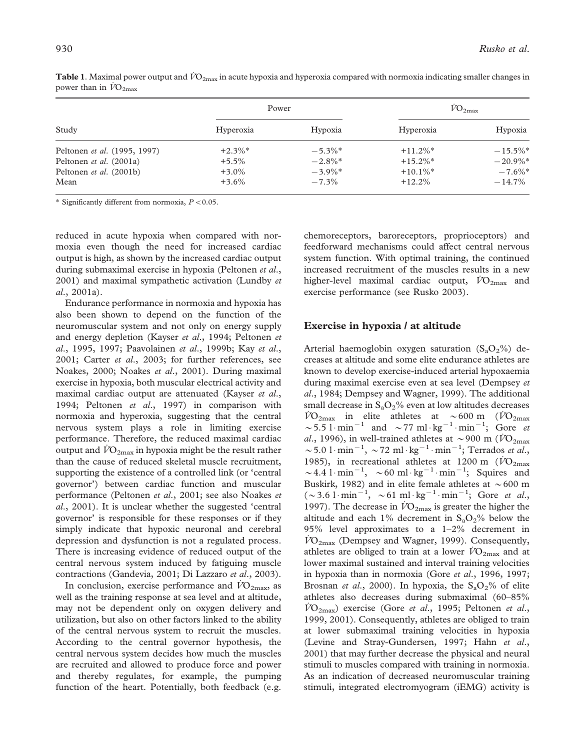**Table 1**. Maximal power output and $\dot{V}O_{2max}$ in acute hypoxia and hyperoxia compared with normoxia indicating smaller changes in power than in $\dot{V}O_{2max}$

| Study | Power | | $\dot{V}O_{2max}$ | |
|---|---|---|---|---|
| | Hyperoxia | Hypoxia | Hyperoxia | Hypoxia |
| Peltonen *et al.* (1995, 1997) | +2.3%* | −5.3%* | +11.2%* | −15.5%* |
| Peltonen *et al.* (2001a) | +5.5% | −2.8%* | +15.2%* | −20.9%* |
| Peltonen *et al.* (2001b) | +3.0% | −3.9%* | +10.1%* | −7.6%* |
| Mean | +3.6% | −7.3% | +12.2% | −14.7% |

* Significantly different from normoxia, $P < 0.05$.

reduced in acute hypoxia when compared with normoxia even though the need for increased cardiac output is high, as shown by the increased cardiac output during submaximal exercise in hypoxia (Peltonen *et al.*, 2001) and maximal sympathetic activation (Lundby *et al.*, 2001a).

Endurance performance in normoxia and hypoxia has also been shown to depend on the function of the neuromuscular system and not only on energy supply and energy depletion (Kayser *et al.*, 1994; Peltonen *et al.*, 1995, 1997; Paavolainen *et al.*, 1999b; Kay *et al.*, 2001; Carter *et al.*, 2003; for further references, see Noakes, 2000; Noakes *et al.*, 2001). During maximal exercise in hypoxia, both muscular electrical activity and maximal cardiac output are attenuated (Kayser *et al.*, 1994; Peltonen *et al.*, 1997) in comparison with normoxia and hyperoxia, suggesting that the central nervous system plays a role in limiting exercise performance. Therefore, the reduced maximal cardiac output and $\dot{V}O_{2max}$ in hypoxia might be the result rather than the cause of reduced skeletal muscle recruitment, supporting the existence of a controlled link (or 'central governor') between cardiac function and muscular performance (Peltonen *et al.*, 2001; see also Noakes *et al.*, 2001). It is unclear whether the suggested 'central governor' is responsible for these responses or if they simply indicate that hypoxic neuronal and cerebral depression and dysfunction is not a regulated process. There is increasing evidence of reduced output of the central nervous system induced by fatiguing muscle contractions (Gandevia, 2001; Di Lazzaro *et al.*, 2003).

In conclusion, exercise performance and $\dot{V}O_{2max}$, as well as the training response at sea level and at altitude, may not be dependent only on oxygen delivery and utilization, but also on other factors linked to the ability of the central nervous system to recruit the muscles. According to the central governor hypothesis, the central nervous system decides how much the muscles are recruited and allowed to produce force and power and thereby regulates, for example, the pumping function of the heart. Potentially, both feedback (e.g. chemoreceptors, baroreceptors, proprioceptors) and feedforward mechanisms could affect central nervous system function. With optimal training, the continued increased recruitment of the muscles results in a new higher-level maximal cardiac output, $\dot{V}O_{2max}$ and exercise performance (see Rusko 2003).

## Exercise in hypoxia / at altitude

Arterial haemoglobin oxygen saturation ($S_aO_2$%) decreases at altitude and some elite endurance athletes are known to develop exercise-induced arterial hypoxaemia during maximal exercise even at sea level (Dempsey *et al.*, 1984; Dempsey and Wagner, 1999). The additional small decrease in $S_aO_2$% even at low altitudes decreases $\dot{V}O_{2max}$ in elite athletes at ~600 m ($\dot{V}O_{2max}$ ~5.5 l·min$^{-1}$ and ~77 ml·kg$^{-1}$·min$^{-1}$; Gore *et al.*, 1996), in well-trained athletes at ~900 m ($\dot{V}O_{2max}$ ~5.0 l·min$^{-1}$, ~72 ml·kg$^{-1}$·min$^{-1}$; Terrados *et al.*, 1985), in recreational athletes at 1200 m ($\dot{V}O_{2max}$ ~4.4 l·min$^{-1}$, ~60 ml·kg$^{-1}$·min$^{-1}$; Squires and Buskirk, 1982) and in elite female athletes at ~600 m (~3.6 l·min$^{-1}$, ~61 ml·kg$^{-1}$·min$^{-1}$; Gore *et al.*, 1997). The decrease in $\dot{V}O_{2max}$ is greater the higher the altitude and each 1% decrement in $S_aO_2$% below the 95% level approximates to a 1–2% decrement in $\dot{V}O_{2max}$ (Dempsey and Wagner, 1999). Consequently, athletes are obliged to train at a lower $\dot{V}O_{2max}$ and at lower maximal sustained and interval training velocities in hypoxia than in normoxia (Gore *et al.*, 1996, 1997; Brosnan *et al.*, 2000). In hypoxia, the $S_aO_2$% of elite athletes also decreases during submaximal (60–85% $\dot{V}O_{2max}$) exercise (Gore *et al.*, 1995; Peltonen *et al.*, 1999, 2001). Consequently, athletes are obliged to train at lower submaximal training velocities in hypoxia (Levine and Stray-Gundersen, 1997; Hahn *et al.*, 2001) that may further decrease the physical and neural stimuli to muscles compared with training in normoxia. As an indication of decreased neuromuscular training stimuli, integrated electromyogram (iEMG) activity is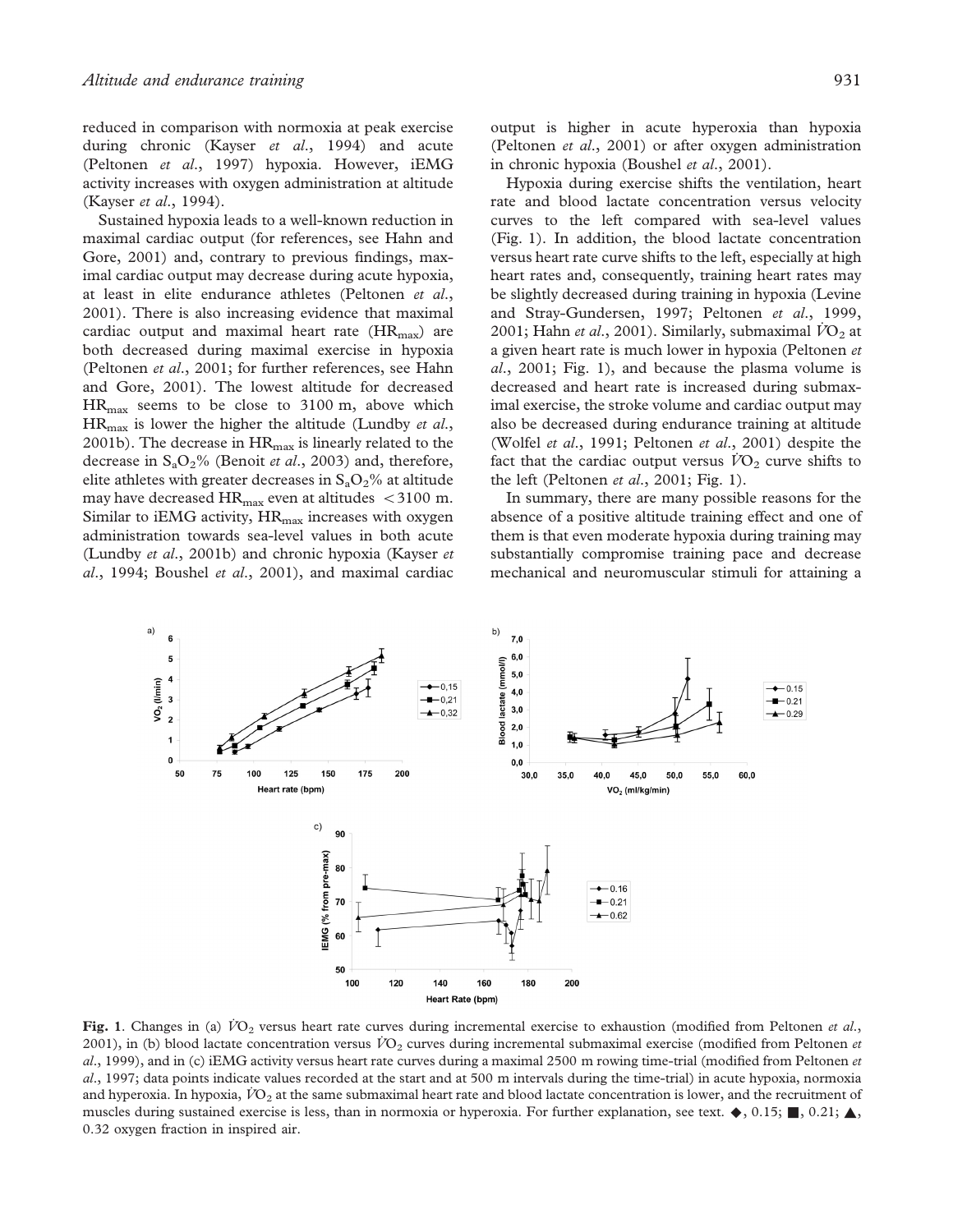reduced in comparison with normoxia at peak exercise during chronic (Kayser *et al*., 1994) and acute (Peltonen *et al*., 1997) hypoxia. However, iEMG activity increases with oxygen administration at altitude (Kayser *et al*., 1994).

Sustained hypoxia leads to a well-known reduction in maximal cardiac output (for references, see Hahn and Gore, 2001) and, contrary to previous findings, maximal cardiac output may decrease during acute hypoxia, at least in elite endurance athletes (Peltonen *et al*., 2001). There is also increasing evidence that maximal cardiac output and maximal heart rate ($HR_{max}$) are both decreased during maximal exercise in hypoxia (Peltonen *et al*., 2001; for further references, see Hahn and Gore, 2001). The lowest altitude for decreased $HR_{max}$ seems to be close to 3100 m, above which $HR_{max}$ is lower the higher the altitude (Lundby *et al*., 2001b). The decrease in $HR_{max}$ is linearly related to the decrease in $S_aO_2\%$ (Benoit *et al*., 2003) and, therefore, elite athletes with greater decreases in $S_aO_2\%$ at altitude may have decreased $HR_{max}$ even at altitudes $<3100$ m. Similar to iEMG activity, $HR_{max}$ increases with oxygen administration towards sea-level values in both acute (Lundby *et al*., 2001b) and chronic hypoxia (Kayser *et al*., 1994; Boushel *et al*., 2001), and maximal cardiac output is higher in acute hyperoxia than hypoxia (Peltonen *et al*., 2001) or after oxygen administration in chronic hypoxia (Boushel *et al*., 2001).

Hypoxia during exercise shifts the ventilation, heart rate and blood lactate concentration versus velocity curves to the left compared with sea-level values (Fig. 1). In addition, the blood lactate concentration versus heart rate curve shifts to the left, especially at high heart rates and, consequently, training heart rates may be slightly decreased during training in hypoxia (Levine and Stray-Gundersen, 1997; Peltonen *et al*., 1999, 2001; Hahn *et al*., 2001). Similarly, submaximal $\dot{V}O_2$ at a given heart rate is much lower in hypoxia (Peltonen *et al*., 2001; Fig. 1), and because the plasma volume is decreased and heart rate is increased during submaximal exercise, the stroke volume and cardiac output may also be decreased during endurance training at altitude (Wolfel *et al*., 1991; Peltonen *et al*., 2001) despite the fact that the cardiac output versus $\dot{V}O_2$ curve shifts to the left (Peltonen *et al*., 2001; Fig. 1).

In summary, there are many possible reasons for the absence of a positive altitude training effect and one of them is that even moderate hypoxia during training may substantially compromise training pace and decrease mechanical and neuromuscular stimuli for attaining a

**Fig. 1**. Changes in (a) $\dot{V}O_2$ versus heart rate curves during incremental exercise to exhaustion (modified from Peltonen *et al*., 2001), in (b) blood lactate concentration versus $\dot{V}O_2$ curves during incremental submaximal exercise (modified from Peltonen *et al*., 1999), and in (c) iEMG activity versus heart rate curves during a maximal 2500 m rowing time-trial (modified from Peltonen *et al*., 1997; data points indicate values recorded at the start and at 500 m intervals during the time-trial) in acute hypoxia, normoxia and hyperoxia. In hypoxia, $\dot{V}O_2$ at the same submaximal heart rate and blood lactate concentration is lower, and the recruitment of muscles during sustained exercise is less, than in normoxia or hyperoxia. For further explanation, see text. ◆, 0.15; ■, 0.21; ▲, 0.32 oxygen fraction in inspired air.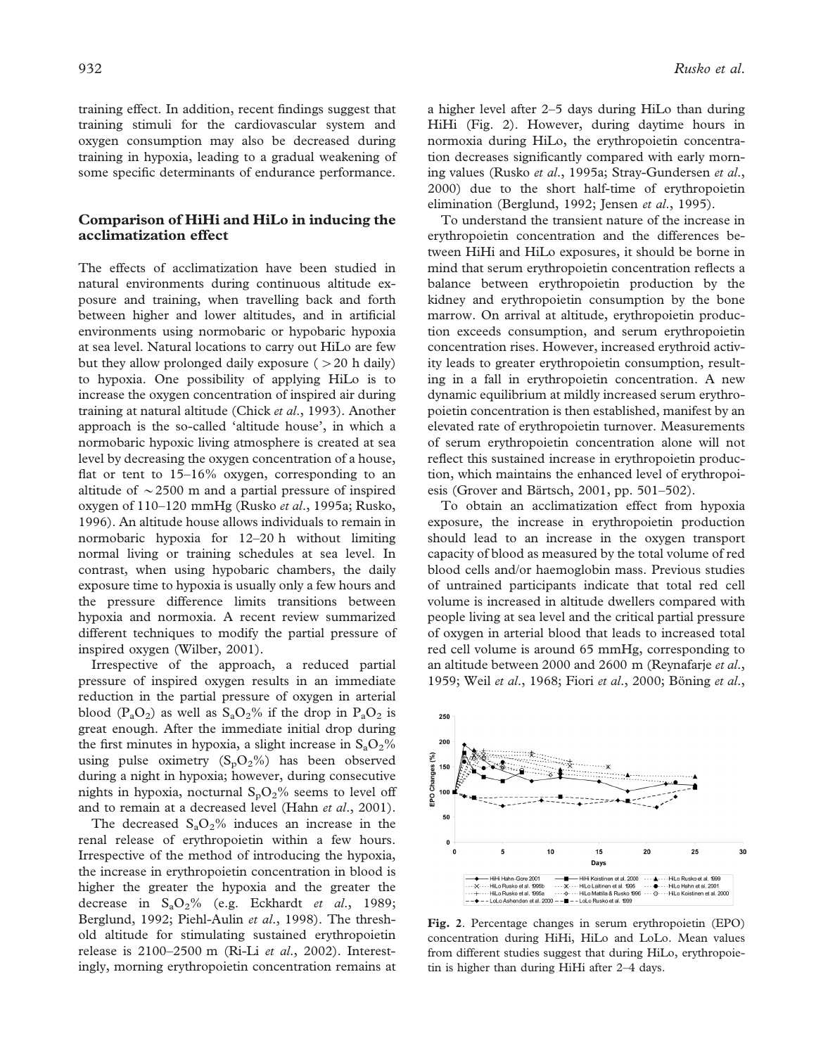training effect. In addition, recent findings suggest that training stimuli for the cardiovascular system and oxygen consumption may also be decreased during training in hypoxia, leading to a gradual weakening of some specific determinants of endurance performance.

## Comparison of HiHi and HiLo in inducing the acclimatization effect

The effects of acclimatization have been studied in natural environments during continuous altitude exposure and training, when travelling back and forth between higher and lower altitudes, and in artificial environments using normobaric or hypobaric hypoxia at sea level. Natural locations to carry out HiLo are few but they allow prolonged daily exposure ( > 20 h daily) to hypoxia. One possibility of applying HiLo is to increase the oxygen concentration of inspired air during training at natural altitude (Chick *et al*., 1993). Another approach is the so-called 'altitude house', in which a normobaric hypoxic living atmosphere is created at sea level by decreasing the oxygen concentration of a house, flat or tent to 15–16% oxygen, corresponding to an altitude of ~2500 m and a partial pressure of inspired oxygen of 110–120 mmHg (Rusko *et al*., 1995a; Rusko, 1996). An altitude house allows individuals to remain in normobaric hypoxia for 12–20 h without limiting normal living or training schedules at sea level. In contrast, when using hypobaric chambers, the daily exposure time to hypoxia is usually only a few hours and the pressure difference limits transitions between hypoxia and normoxia. A recent review summarized different techniques to modify the partial pressure of inspired oxygen (Wilber, 2001).

Irrespective of the approach, a reduced partial pressure of inspired oxygen results in an immediate reduction in the partial pressure of oxygen in arterial blood ($P_aO_2$) as well as $S_aO_2\%$ if the drop in $P_aO_2$ is great enough. After the immediate initial drop during the first minutes in hypoxia, a slight increase in $S_aO_2\%$ using pulse oximetry ($S_pO_2\%$) has been observed during a night in hypoxia; however, during consecutive nights in hypoxia, nocturnal $S_pO_2\%$ seems to level off and to remain at a decreased level (Hahn *et al*., 2001).

The decreased $S_aO_2\%$ induces an increase in the renal release of erythropoietin within a few hours. Irrespective of the method of introducing the hypoxia, the increase in erythropoietin concentration in blood is higher the greater the hypoxia and the greater the decrease in $S_aO_2\%$ (e.g. Eckhardt *et al*., 1989; Berglund, 1992; Piehl-Aulin *et al*., 1998). The threshold altitude for stimulating sustained erythropoietin release is 2100–2500 m (Ri-Li *et al*., 2002). Interestingly, morning erythropoietin concentration remains at a higher level after 2–5 days during HiLo than during HiHi (Fig. 2). However, during daytime hours in normoxia during HiLo, the erythropoietin concentration decreases significantly compared with early morning values (Rusko *et al*., 1995a; Stray-Gundersen *et al*., 2000) due to the short half-time of erythropoietin elimination (Berglund, 1992; Jensen *et al*., 1995).

To understand the transient nature of the increase in erythropoietin concentration and the differences between HiHi and HiLo exposures, it should be borne in mind that serum erythropoietin concentration reflects a balance between erythropoietin production by the kidney and erythropoietin consumption by the bone marrow. On arrival at altitude, erythropoietin production exceeds consumption, and serum erythropoietin concentration rises. However, increased erythroid activity leads to greater erythropoietin consumption, resulting in a fall in erythropoietin concentration. A new dynamic equilibrium at mildly increased serum erythropoietin concentration is then established, manifest by an elevated rate of erythropoietin turnover. Measurements of serum erythropoietin concentration alone will not reflect this sustained increase in erythropoietin production, which maintains the enhanced level of erythropoiesis (Grover and Bärtsch, 2001, pp. 501–502).

To obtain an acclimatization effect from hypoxia exposure, the increase in erythropoietin production should lead to an increase in the oxygen transport capacity of blood as measured by the total volume of red blood cells and/or haemoglobin mass. Previous studies of untrained participants indicate that total red cell volume is increased in altitude dwellers compared with people living at sea level and the critical partial pressure of oxygen in arterial blood that leads to increased total red cell volume is around 65 mmHg, corresponding to an altitude between 2000 and 2600 m (Reynafarje *et al*., 1959; Weil *et al*., 1968; Fiori *et al*., 2000; Böning *et al*.,

**Fig. 2**. Percentage changes in serum erythropoietin (EPO) concentration during HiHi, HiLo and LoLo. Mean values from different studies suggest that during HiLo, erythropoietin is higher than during HiHi after 2–4 days.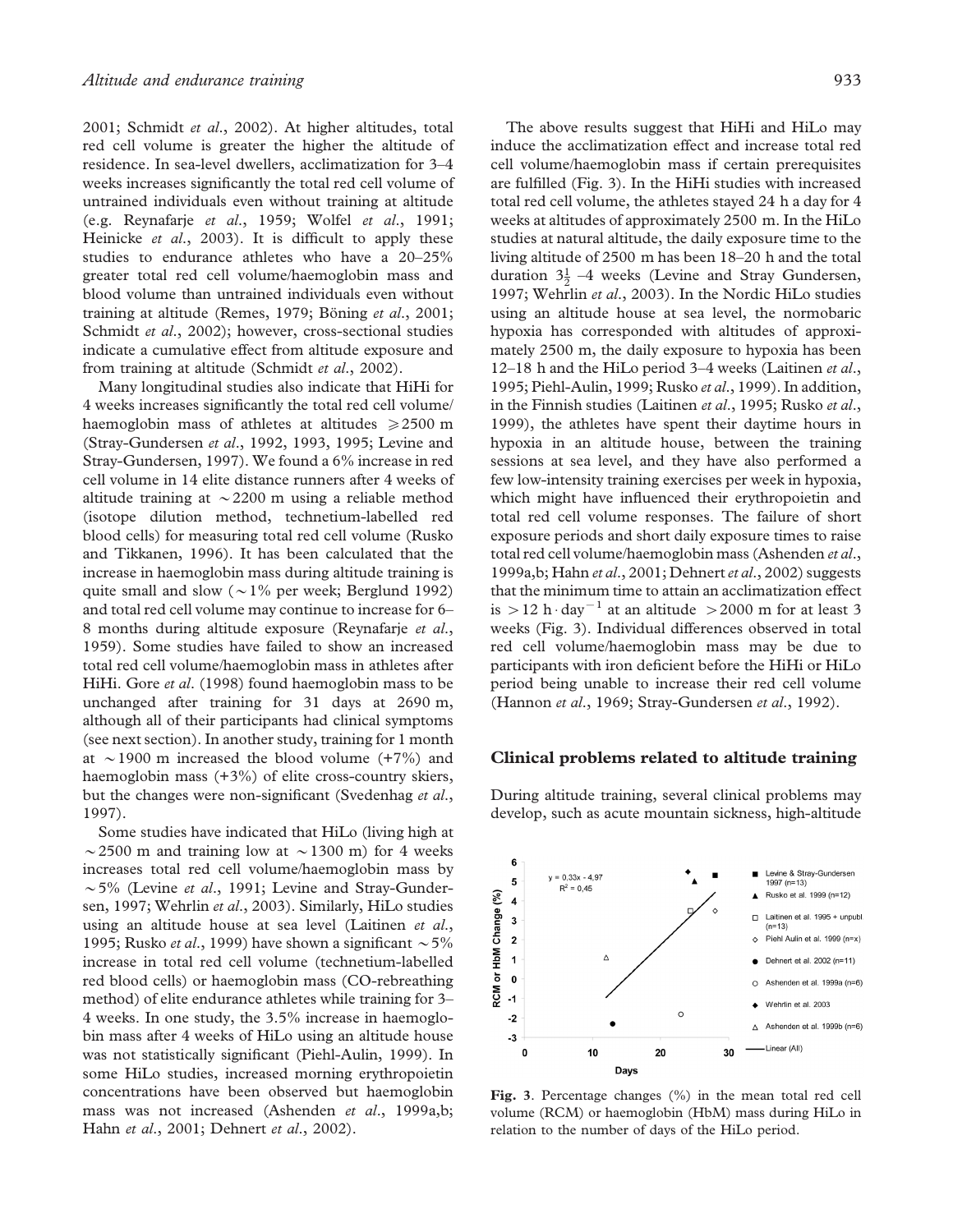2001; Schmidt *et al*., 2002). At higher altitudes, total red cell volume is greater the higher the altitude of residence. In sea-level dwellers, acclimatization for 3–4 weeks increases significantly the total red cell volume of untrained individuals even without training at altitude (e.g. Reynafarje *et al*., 1959; Wolfel *et al*., 1991; Heinicke *et al*., 2003). It is difficult to apply these studies to endurance athletes who have a 20–25% greater total red cell volume/haemoglobin mass and blood volume than untrained individuals even without training at altitude (Remes, 1979; Böning *et al*., 2001; Schmidt *et al*., 2002); however, cross-sectional studies indicate a cumulative effect from altitude exposure and from training at altitude (Schmidt *et al*., 2002).

Many longitudinal studies also indicate that HiHi for 4 weeks increases significantly the total red cell volume/haemoglobin mass of athletes at altitudes $\geqslant$2500 m (Stray-Gundersen *et al*., 1992, 1993, 1995; Levine and Stray-Gundersen, 1997). We found a 6% increase in red cell volume in 14 elite distance runners after 4 weeks of altitude training at $\sim$2200 m using a reliable method (isotope dilution method, technetium-labelled red blood cells) for measuring total red cell volume (Rusko and Tikkanen, 1996). It has been calculated that the increase in haemoglobin mass during altitude training is quite small and slow ($\sim$1% per week; Berglund 1992) and total red cell volume may continue to increase for 6–8 months during altitude exposure (Reynafarje *et al*., 1959). Some studies have failed to show an increased total red cell volume/haemoglobin mass in athletes after HiHi. Gore *et al*. (1998) found haemoglobin mass to be unchanged after training for 31 days at 2690 m, although all of their participants had clinical symptoms (see next section). In another study, training for 1 month at $\sim$1900 m increased the blood volume (+7%) and haemoglobin mass (+3%) of elite cross-country skiers, but the changes were non-significant (Svedenhag *et al*., 1997).

Some studies have indicated that HiLo (living high at $\sim$2500 m and training low at $\sim$1300 m) for 4 weeks increases total red cell volume/haemoglobin mass by $\sim$5% (Levine *et al*., 1991; Levine and Stray-Gundersen, 1997; Wehrlin *et al*., 2003). Similarly, HiLo studies using an altitude house at sea level (Laitinen *et al*., 1995; Rusko *et al*., 1999) have shown a significant $\sim$5% increase in total red cell volume (technetium-labelled red blood cells) or haemoglobin mass (CO-rebreathing method) of elite endurance athletes while training for 3–4 weeks. In one study, the 3.5% increase in haemoglobin mass after 4 weeks of HiLo using an altitude house was not statistically significant (Piehl-Aulin, 1999). In some HiLo studies, increased morning erythropoietin concentrations have been observed but haemoglobin mass was not increased (Ashenden *et al*., 1999a,b; Hahn *et al*., 2001; Dehnert *et al*., 2002).

The above results suggest that HiHi and HiLo may induce the acclimatization effect and increase total red cell volume/haemoglobin mass if certain prerequisites are fulfilled (Fig. 3). In the HiHi studies with increased total red cell volume, the athletes stayed 24 h a day for 4 weeks at altitudes of approximately 2500 m. In the HiLo studies at natural altitude, the daily exposure time to the living altitude of 2500 m has been 18–20 h and the total duration $3\frac{1}{2}$ –4 weeks (Levine and Stray Gundersen, 1997; Wehrlin *et al*., 2003). In the Nordic HiLo studies using an altitude house at sea level, the normobaric hypoxia has corresponded with altitudes of approximately 2500 m, the daily exposure to hypoxia has been 12–18 h and the HiLo period 3–4 weeks (Laitinen *et al*., 1995; Piehl-Aulin, 1999; Rusko *et al*., 1999). In addition, in the Finnish studies (Laitinen *et al*., 1995; Rusko *et al*., 1999), the athletes have spent their daytime hours in hypoxia in an altitude house, between the training sessions at sea level, and they have also performed a few low-intensity training exercises per week in hypoxia, which might have influenced their erythropoietin and total red cell volume responses. The failure of short exposure periods and short daily exposure times to raise total red cell volume/haemoglobin mass (Ashenden *et al*., 1999a,b; Hahn *et al*., 2001; Dehnert *et al*., 2002) suggests that the minimum time to attain an acclimatization effect is $>12$ h $\cdot$ day$^{-1}$ at an altitude $>2000$ m for at least 3 weeks (Fig. 3). Individual differences observed in total red cell volume/haemoglobin mass may be due to participants with iron deficient before the HiHi or HiLo period being unable to increase their red cell volume (Hannon *et al*., 1969; Stray-Gundersen *et al*., 1992).

## Clinical problems related to altitude training

During altitude training, several clinical problems may develop, such as acute mountain sickness, high-altitude

**Fig. 3**. Percentage changes (%) in the mean total red cell volume (RCM) or haemoglobin (HbM) mass during HiLo in relation to the number of days of the HiLo period.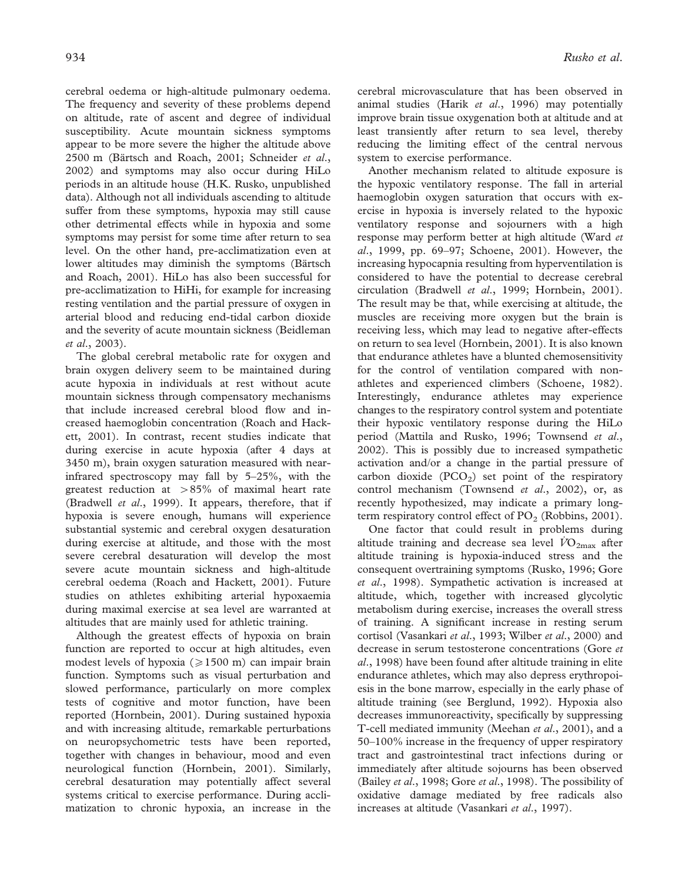cerebral oedema or high-altitude pulmonary oedema. The frequency and severity of these problems depend on altitude, rate of ascent and degree of individual susceptibility. Acute mountain sickness symptoms appear to be more severe the higher the altitude above 2500 m (Bärtsch and Roach, 2001; Schneider *et al.*, 2002) and symptoms may also occur during HiLo periods in an altitude house (H.K. Rusko, unpublished data). Although not all individuals ascending to altitude suffer from these symptoms, hypoxia may still cause other detrimental effects while in hypoxia and some symptoms may persist for some time after return to sea level. On the other hand, pre-acclimatization even at lower altitudes may diminish the symptoms (Bärtsch and Roach, 2001). HiLo has also been successful for pre-acclimatization to HiHi, for example for increasing resting ventilation and the partial pressure of oxygen in arterial blood and reducing end-tidal carbon dioxide and the severity of acute mountain sickness (Beidleman *et al.*, 2003).

The global cerebral metabolic rate for oxygen and brain oxygen delivery seem to be maintained during acute hypoxia in individuals at rest without acute mountain sickness through compensatory mechanisms that include increased cerebral blood flow and increased haemoglobin concentration (Roach and Hackett, 2001). In contrast, recent studies indicate that during exercise in acute hypoxia (after 4 days at 3450 m), brain oxygen saturation measured with near-infrared spectroscopy may fall by 5–25%, with the greatest reduction at >85% of maximal heart rate (Bradwell *et al.*, 1999). It appears, therefore, that if hypoxia is severe enough, humans will experience substantial systemic and cerebral oxygen desaturation during exercise at altitude, and those with the most severe cerebral desaturation will develop the most severe acute mountain sickness and high-altitude cerebral oedema (Roach and Hackett, 2001). Future studies on athletes exhibiting arterial hypoxaemia during maximal exercise at sea level are warranted at altitudes that are mainly used for athletic training.

Although the greatest effects of hypoxia on brain function are reported to occur at high altitudes, even modest levels of hypoxia ($\geq$1500 m) can impair brain function. Symptoms such as visual perturbation and slowed performance, particularly on more complex tests of cognitive and motor function, have been reported (Hornbein, 2001). During sustained hypoxia and with increasing altitude, remarkable perturbations on neuropsychometric tests have been reported, together with changes in behaviour, mood and even neurological function (Hornbein, 2001). Similarly, cerebral desaturation may potentially affect several systems critical to exercise performance. During acclimatization to chronic hypoxia, an increase in the cerebral microvasculature that has been observed in animal studies (Harik *et al.*, 1996) may potentially improve brain tissue oxygenation both at altitude and at least transiently after return to sea level, thereby reducing the limiting effect of the central nervous system to exercise performance.

Another mechanism related to altitude exposure is the hypoxic ventilatory response. The fall in arterial haemoglobin oxygen saturation that occurs with exercise in hypoxia is inversely related to the hypoxic ventilatory response and sojourners with a high response may perform better at high altitude (Ward *et al.*, 1999, pp. 69–97; Schoene, 2001). However, the increasing hypocapnia resulting from hyperventilation is considered to have the potential to decrease cerebral circulation (Bradwell *et al.*, 1999; Hornbein, 2001). The result may be that, while exercising at altitude, the muscles are receiving more oxygen but the brain is receiving less, which may lead to negative after-effects on return to sea level (Hornbein, 2001). It is also known that endurance athletes have a blunted chemosensitivity for the control of ventilation compared with non-athletes and experienced climbers (Schoene, 1982). Interestingly, endurance athletes may experience changes to the respiratory control system and potentiate their hypoxic ventilatory response during the HiLo period (Mattila and Rusko, 1996; Townsend *et al.*, 2002). This is possibly due to increased sympathetic activation and/or a change in the partial pressure of carbon dioxide ($PCO_2$) set point of the respiratory control mechanism (Townsend *et al.*, 2002), or, as recently hypothesized, may indicate a primary long-term respiratory control effect of $PO_2$ (Robbins, 2001).

One factor that could result in problems during altitude training and decrease sea level $\dot{V}O_{2max}$ after altitude training is hypoxia-induced stress and the consequent overtraining symptoms (Rusko, 1996; Gore *et al.*, 1998). Sympathetic activation is increased at altitude, which, together with increased glycolytic metabolism during exercise, increases the overall stress of training. A significant increase in resting serum cortisol (Vasankari *et al.*, 1993; Wilber *et al.*, 2000) and decrease in serum testosterone concentrations (Gore *et al.*, 1998) have been found after altitude training in elite endurance athletes, which may also depress erythropoiesis in the bone marrow, especially in the early phase of altitude training (see Berglund, 1992). Hypoxia also decreases immunoreactivity, specifically by suppressing T-cell mediated immunity (Meehan *et al.*, 2001), and a 50–100% increase in the frequency of upper respiratory tract and gastrointestinal tract infections during or immediately after altitude sojourns has been observed (Bailey *et al.*, 1998; Gore *et al.*, 1998). The possibility of oxidative damage mediated by free radicals also increases at altitude (Vasankari *et al.*, 1997).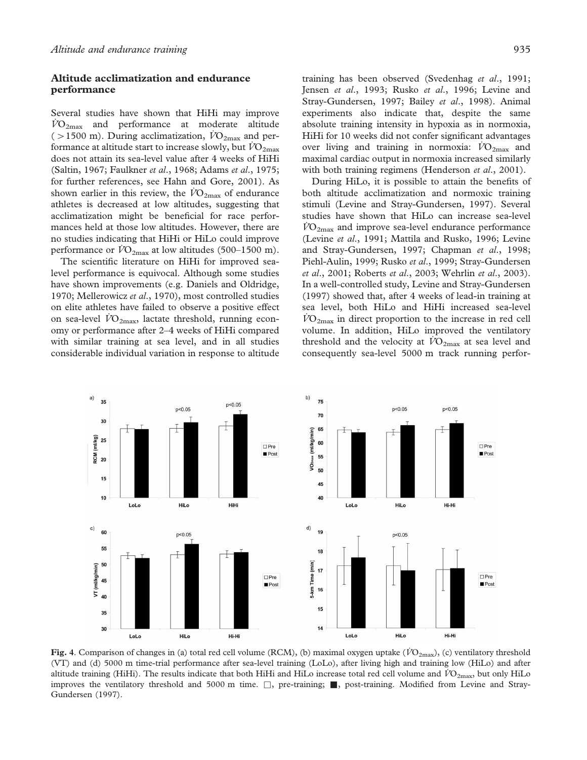## Altitude acclimatization and endurance performance

Several studies have shown that HiHi may improve $\dot{V}O_{2max}$ and performance at moderate altitude ( $>1500$ m). During acclimatization, $\dot{V}O_{2max}$ and performance at altitude start to increase slowly, but $\dot{V}O_{2max}$ does not attain its sea-level value after 4 weeks of HiHi (Saltin, 1967; Faulkner *et al.*, 1968; Adams *et al.*, 1975; for further references, see Hahn and Gore, 2001). As shown earlier in this review, the $\dot{V}O_{2max}$ of endurance athletes is decreased at low altitudes, suggesting that acclimatization might be beneficial for race performances held at those low altitudes. However, there are no studies indicating that HiHi or HiLo could improve performance or $\dot{V}O_{2max}$ at low altitudes (500–1500 m).

The scientific literature on HiHi for improved sea-level performance is equivocal. Although some studies have shown improvements (e.g. Daniels and Oldridge, 1970; Mellerowicz *et al.*, 1970), most controlled studies on elite athletes have failed to observe a positive effect on sea-level $\dot{V}O_{2max}$, lactate threshold, running economy or performance after 2–4 weeks of HiHi compared with similar training at sea level, and in all studies considerable individual variation in response to altitude training has been observed (Svedenhag *et al.*, 1991; Jensen *et al.*, 1993; Rusko *et al.*, 1996; Levine and Stray-Gundersen, 1997; Bailey *et al.*, 1998). Animal experiments also indicate that, despite the same absolute training intensity in hypoxia as in normoxia, HiHi for 10 weeks did not confer significant advantages over living and training in normoxia: $\dot{V}O_{2max}$ and maximal cardiac output in normoxia increased similarly with both training regimens (Henderson *et al.*, 2001).

During HiLo, it is possible to attain the benefits of both altitude acclimatization and normoxic training stimuli (Levine and Stray-Gundersen, 1997). Several studies have shown that HiLo can increase sea-level $\dot{V}O_{2max}$ and improve sea-level endurance performance (Levine *et al.*, 1991; Mattila and Rusko, 1996; Levine and Stray-Gundersen, 1997; Chapman *et al.*, 1998; Piehl-Aulin, 1999; Rusko *et al.*, 1999; Stray-Gundersen *et al.*, 2001; Roberts *et al.*, 2003; Wehrlin *et al.*, 2003). In a well-controlled study, Levine and Stray-Gundersen (1997) showed that, after 4 weeks of lead-in training at sea level, both HiLo and HiHi increased sea-level $\dot{V}O_{2max}$ in direct proportion to the increase in red cell volume. In addition, HiLo improved the ventilatory threshold and the velocity at $\dot{V}O_{2max}$ at sea level and consequently sea-level 5000 m track running perfor-

**Fig. 4**. Comparison of changes in (a) total red cell volume (RCM), (b) maximal oxygen uptake ($\dot{V}O_{2max}$), (c) ventilatory threshold (VT) and (d) 5000 m time-trial performance after sea-level training (LoLo), after living high and training low (HiLo) and after altitude training (HiHi). The results indicate that both HiHi and HiLo increase total red cell volume and $\dot{V}O_{2max}$, but only HiLo improves the ventilatory threshold and 5000 m time. □, pre-training; ■, post-training. Modified from Levine and Stray-Gundersen (1997).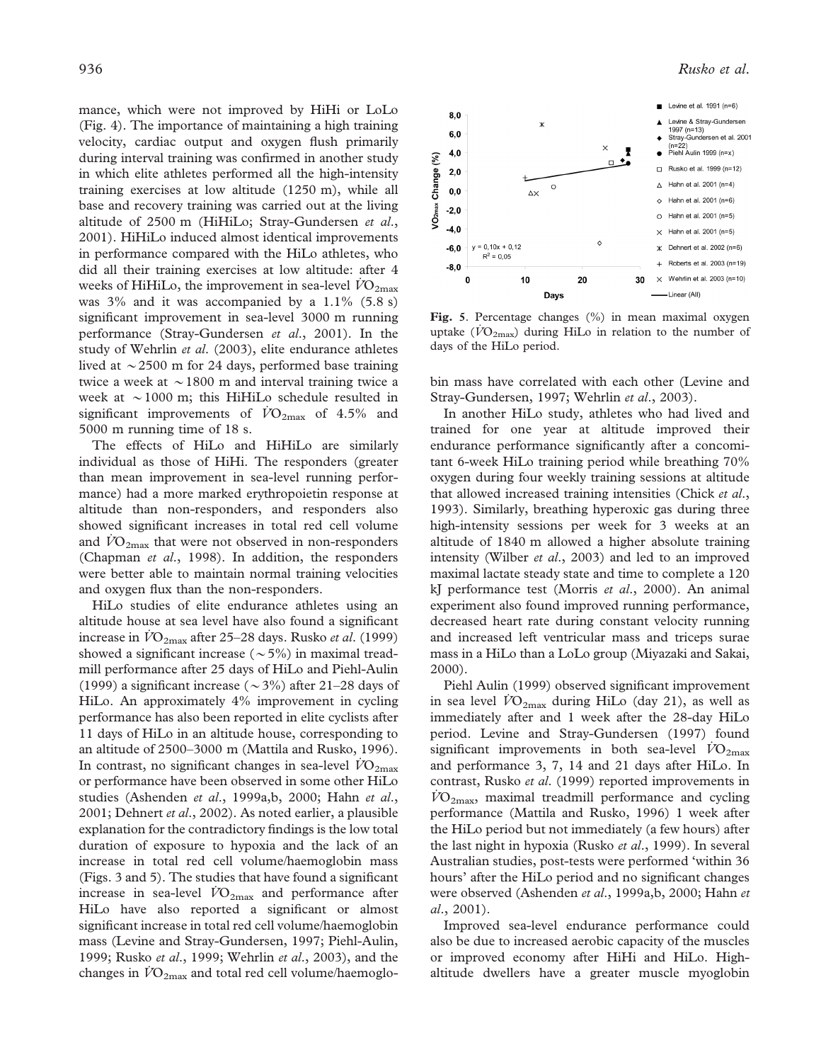mance, which were not improved by HiHi or LoLo (Fig. 4). The importance of maintaining a high training velocity, cardiac output and oxygen flush primarily during interval training was confirmed in another study in which elite athletes performed all the high-intensity training exercises at low altitude (1250 m), while all base and recovery training was carried out at the living altitude of 2500 m (HiHiLo; Stray-Gundersen *et al.*, 2001). HiHiLo induced almost identical improvements in performance compared with the HiLo athletes, who did all their training exercises at low altitude: after 4 weeks of HiHiLo, the improvement in sea-level $\dot{V}O_{2max}$ was 3% and it was accompanied by a 1.1% (5.8 s) significant improvement in sea-level 3000 m running performance (Stray-Gundersen *et al.*, 2001). In the study of Wehrlin *et al.* (2003), elite endurance athletes lived at ~2500 m for 24 days, performed base training twice a week at ~1800 m and interval training twice a week at ~1000 m; this HiHiLo schedule resulted in significant improvements of $\dot{V}O_{2max}$ of 4.5% and 5000 m running time of 18 s.

The effects of HiLo and HiHiLo are similarly individual as those of HiHi. The responders (greater than mean improvement in sea-level running performance) had a more marked erythropoietin response at altitude than non-responders, and responders also showed significant increases in total red cell volume and $\dot{V}O_{2max}$ that were not observed in non-responders (Chapman *et al.*, 1998). In addition, the responders were better able to maintain normal training velocities and oxygen flux than the non-responders.

HiLo studies of elite endurance athletes using an altitude house at sea level have also found a significant increase in $\dot{V}O_{2max}$ after 25–28 days. Rusko *et al.* (1999) showed a significant increase (~5%) in maximal treadmill performance after 25 days of HiLo and Piehl-Aulin (1999) a significant increase (~3%) after 21–28 days of HiLo. An approximately 4% improvement in cycling performance has also been reported in elite cyclists after 11 days of HiLo in an altitude house, corresponding to an altitude of 2500–3000 m (Mattila and Rusko, 1996). In contrast, no significant changes in sea-level $\dot{V}O_{2max}$ or performance have been observed in some other HiLo studies (Ashenden *et al.*, 1999a,b, 2000; Hahn *et al.*, 2001; Dehnert *et al.*, 2002). As noted earlier, a plausible explanation for the contradictory findings is the low total duration of exposure to hypoxia and the lack of an increase in total red cell volume/haemoglobin mass (Figs. 3 and 5). The studies that have found a significant increase in sea-level $\dot{V}O_{2max}$ and performance after HiLo have also reported a significant or almost significant increase in total red cell volume/haemoglobin mass (Levine and Stray-Gundersen, 1997; Piehl-Aulin, 1999; Rusko *et al.*, 1999; Wehrlin *et al.*, 2003), and the changes in $\dot{V}O_{2max}$ and total red cell volume/haemoglobin mass have correlated with each other (Levine and Stray-Gundersen, 1997; Wehrlin *et al.*, 2003).

**Fig. 5**. Percentage changes (%) in mean maximal oxygen uptake ($\dot{V}O_{2max}$) during HiLo in relation to the number of days of the HiLo period.

In another HiLo study, athletes who had lived and trained for one year at altitude improved their endurance performance significantly after a concomitant 6-week HiLo training period while breathing 70% oxygen during four weekly training sessions at altitude that allowed increased training intensities (Chick *et al.*, 1993). Similarly, breathing hyperoxic gas during three high-intensity sessions per week for 3 weeks at an altitude of 1840 m allowed a higher absolute training intensity (Wilber *et al.*, 2003) and led to an improved maximal lactate steady state and time to complete a 120 kJ performance test (Morris *et al.*, 2000). An animal experiment also found improved running performance, decreased heart rate during constant velocity running and increased left ventricular mass and triceps surae mass in a HiLo than a LoLo group (Miyazaki and Sakai, 2000).

Piehl Aulin (1999) observed significant improvement in sea level $\dot{V}O_{2max}$ during HiLo (day 21), as well as immediately after and 1 week after the 28-day HiLo period. Levine and Stray-Gundersen (1997) found significant improvements in both sea-level $\dot{V}O_{2max}$ and performance 3, 7, 14 and 21 days after HiLo. In contrast, Rusko *et al.* (1999) reported improvements in $\dot{V}O_{2max}$, maximal treadmill performance and cycling performance (Mattila and Rusko, 1996) 1 week after the HiLo period but not immediately (a few hours) after the last night in hypoxia (Rusko *et al.*, 1999). In several Australian studies, post-tests were performed 'within 36 hours' after the HiLo period and no significant changes were observed (Ashenden *et al.*, 1999a,b, 2000; Hahn *et al.*, 2001).

Improved sea-level endurance performance could also be due to increased aerobic capacity of the muscles or improved economy after HiHi and HiLo. High-altitude dwellers have a greater muscle myoglobin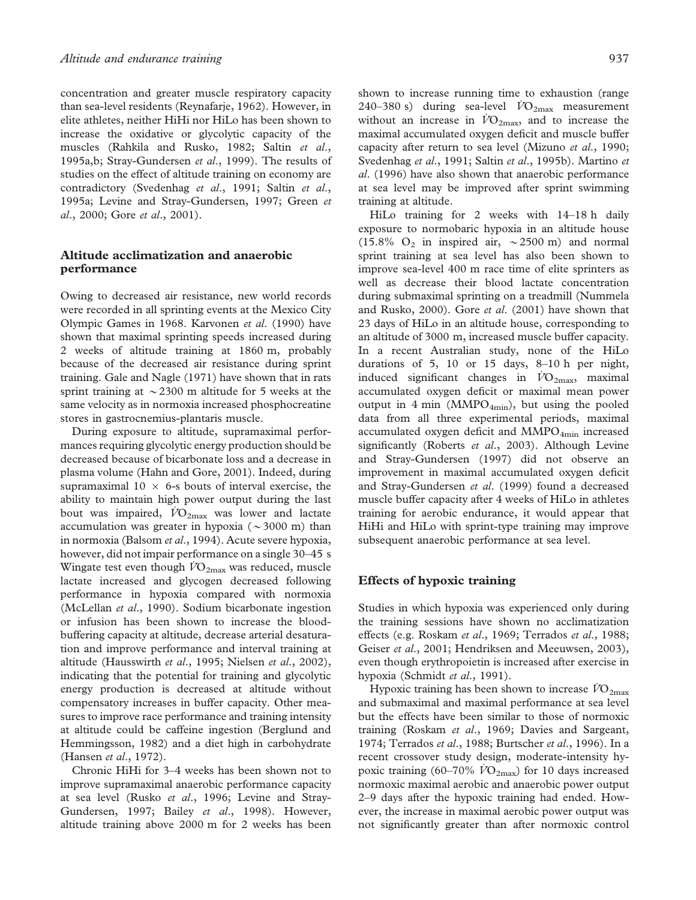concentration and greater muscle respiratory capacity than sea-level residents (Reynafarje, 1962). However, in elite athletes, neither HiHi nor HiLo has been shown to increase the oxidative or glycolytic capacity of the muscles (Rahkila and Rusko, 1982; Saltin *et al*., 1995a,b; Stray-Gundersen *et al*., 1999). The results of studies on the effect of altitude training on economy are contradictory (Svedenhag *et al*., 1991; Saltin *et al*., 1995a; Levine and Stray-Gundersen, 1997; Green *et al*., 2000; Gore *et al*., 2001).

## Altitude acclimatization and anaerobic performance

Owing to decreased air resistance, new world records were recorded in all sprinting events at the Mexico City Olympic Games in 1968. Karvonen *et al*. (1990) have shown that maximal sprinting speeds increased during 2 weeks of altitude training at 1860 m, probably because of the decreased air resistance during sprint training. Gale and Nagle (1971) have shown that in rats sprint training at ~2300 m altitude for 5 weeks at the same velocity as in normoxia increased phosphocreatine stores in gastrocnemius-plantaris muscle.

During exposure to altitude, supramaximal performances requiring glycolytic energy production should be decreased because of bicarbonate loss and a decrease in plasma volume (Hahn and Gore, 2001). Indeed, during supramaximal 10 × 6-s bouts of interval exercise, the ability to maintain high power output during the last bout was impaired, $\dot{V}O_{2max}$ was lower and lactate accumulation was greater in hypoxia (~3000 m) than in normoxia (Balsom *et al*., 1994). Acute severe hypoxia, however, did not impair performance on a single 30–45 s Wingate test even though $\dot{V}O_{2max}$ was reduced, muscle lactate increased and glycogen decreased following performance in hypoxia compared with normoxia (McLellan *et al*., 1990). Sodium bicarbonate ingestion or infusion has been shown to increase the blood-buffering capacity at altitude, decrease arterial desaturation and improve performance and interval training at altitude (Hausswirth *et al*., 1995; Nielsen *et al*., 2002), indicating that the potential for training and glycolytic energy production is decreased at altitude without compensatory increases in buffer capacity. Other measures to improve race performance and training intensity at altitude could be caffeine ingestion (Berglund and Hemmingsson, 1982) and a diet high in carbohydrate (Hansen *et al*., 1972).

Chronic HiHi for 3–4 weeks has been shown not to improve supramaximal anaerobic performance capacity at sea level (Rusko *et al*., 1996; Levine and Stray-Gundersen, 1997; Bailey *et al*., 1998). However, altitude training above 2000 m for 2 weeks has been shown to increase running time to exhaustion (range 240–380 s) during sea-level $\dot{V}O_{2max}$ measurement without an increase in $\dot{V}O_{2max}$, and to increase the maximal accumulated oxygen deficit and muscle buffer capacity after return to sea level (Mizuno *et al*., 1990; Svedenhag *et al*., 1991; Saltin *et al*., 1995b). Martino *et al*. (1996) have also shown that anaerobic performance at sea level may be improved after sprint swimming training at altitude.

HiLo training for 2 weeks with 14–18 h daily exposure to normobaric hypoxia in an altitude house (15.8% $O_2$ in inspired air, ~2500 m) and normal sprint training at sea level has also been shown to improve sea-level 400 m race time of elite sprinters as well as decrease their blood lactate concentration during submaximal sprinting on a treadmill (Nummela and Rusko, 2000). Gore *et al*. (2001) have shown that 23 days of HiLo in an altitude house, corresponding to an altitude of 3000 m, increased muscle buffer capacity. In a recent Australian study, none of the HiLo durations of 5, 10 or 15 days, 8–10 h per night, induced significant changes in $\dot{V}O_{2max}$, maximal accumulated oxygen deficit or maximal mean power output in 4 min ($MMPO_{4min}$), but using the pooled data from all three experimental periods, maximal accumulated oxygen deficit and $MMPO_{4min}$ increased significantly (Roberts *et al*., 2003). Although Levine and Stray-Gundersen (1997) did not observe an improvement in maximal accumulated oxygen deficit and Stray-Gundersen *et al*. (1999) found a decreased muscle buffer capacity after 4 weeks of HiLo in athletes training for aerobic endurance, it would appear that HiHi and HiLo with sprint-type training may improve subsequent anaerobic performance at sea level.

## Effects of hypoxic training

Studies in which hypoxia was experienced only during the training sessions have shown no acclimatization effects (e.g. Roskam *et al*., 1969; Terrados *et al*., 1988; Geiser *et al*., 2001; Hendriksen and Meeuwsen, 2003), even though erythropoietin is increased after exercise in hypoxia (Schmidt *et al*., 1991).

Hypoxic training has been shown to increase $\dot{V}O_{2max}$ and submaximal and maximal performance at sea level but the effects have been similar to those of normoxic training (Roskam *et al*., 1969; Davies and Sargeant, 1974; Terrados *et al*., 1988; Burtscher *et al*., 1996). In a recent crossover study design, moderate-intensity hypoxic training (60–70% $\dot{V}O_{2max}$) for 10 days increased normoxic maximal aerobic and anaerobic power output 2–9 days after the hypoxic training had ended. However, the increase in maximal aerobic power output was not significantly greater than after normoxic control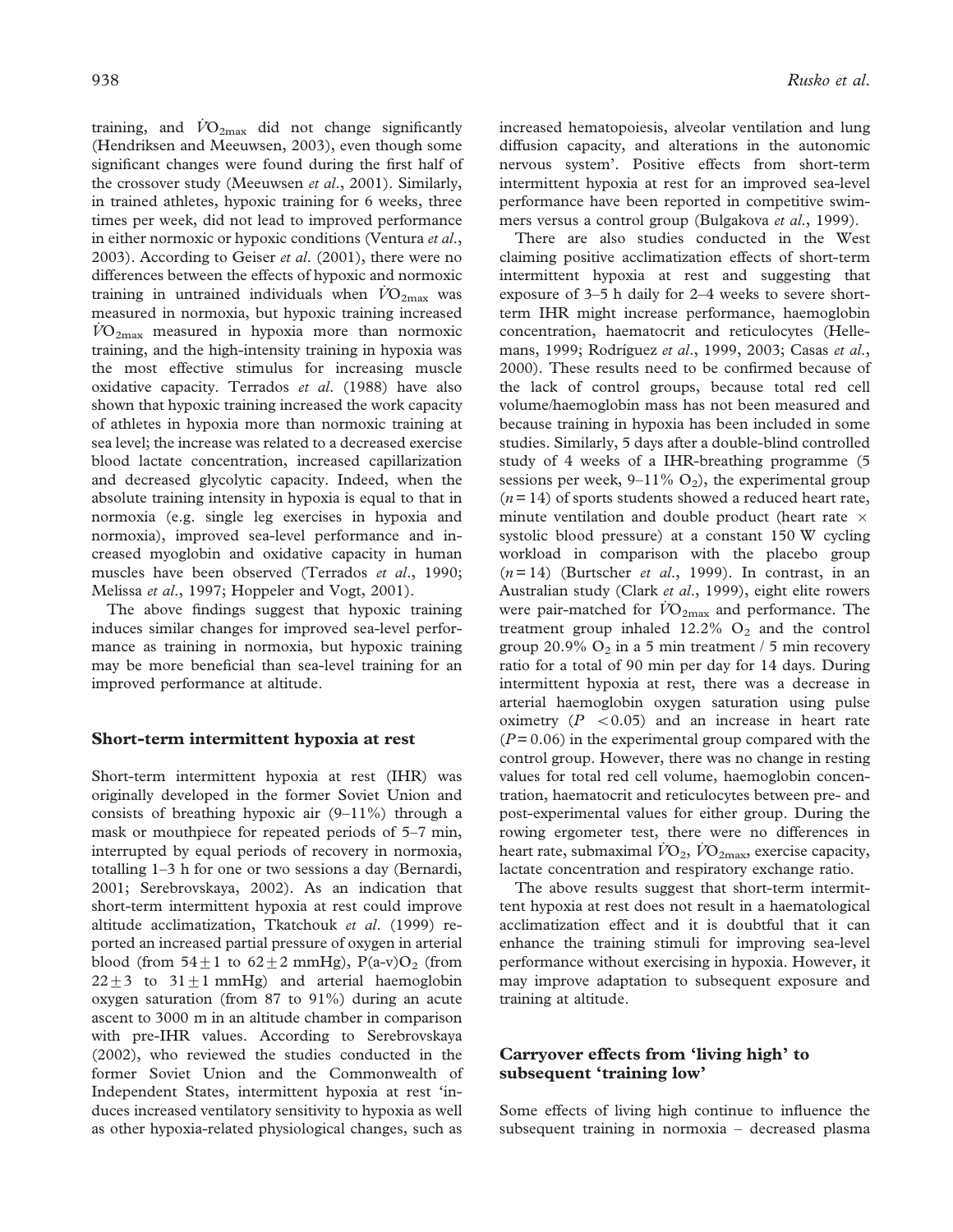training, and $\dot{V}O_{2max}$ did not change significantly (Hendriksen and Meeuwsen, 2003), even though some significant changes were found during the first half of the crossover study (Meeuwsen *et al*., 2001). Similarly, in trained athletes, hypoxic training for 6 weeks, three times per week, did not lead to improved performance in either normoxic or hypoxic conditions (Ventura *et al*., 2003). According to Geiser *et al*. (2001), there were no differences between the effects of hypoxic and normoxic training in untrained individuals when $\dot{V}O_{2max}$ was measured in normoxia, but hypoxic training increased $\dot{V}O_{2max}$ measured in hypoxia more than normoxic training, and the high-intensity training in hypoxia was the most effective stimulus for increasing muscle oxidative capacity. Terrados *et al*. (1988) have also shown that hypoxic training increased the work capacity of athletes in hypoxia more than normoxic training at sea level; the increase was related to a decreased exercise blood lactate concentration, increased capillarization and decreased glycolytic capacity. Indeed, when the absolute training intensity in hypoxia is equal to that in normoxia (e.g. single leg exercises in hypoxia and normoxia), improved sea-level performance and increased myoglobin and oxidative capacity in human muscles have been observed (Terrados *et al*., 1990; Melissa *et al*., 1997; Hoppeler and Vogt, 2001).

The above findings suggest that hypoxic training induces similar changes for improved sea-level performance as training in normoxia, but hypoxic training may be more beneficial than sea-level training for an improved performance at altitude.

## Short-term intermittent hypoxia at rest

Short-term intermittent hypoxia at rest (IHR) was originally developed in the former Soviet Union and consists of breathing hypoxic air (9–11%) through a mask or mouthpiece for repeated periods of 5–7 min, interrupted by equal periods of recovery in normoxia, totalling 1–3 h for one or two sessions a day (Bernardi, 2001; Serebrovskaya, 2002). As an indication that short-term intermittent hypoxia at rest could improve altitude acclimatization, Tkatchouk *et al*. (1999) reported an increased partial pressure of oxygen in arterial blood (from $54 \pm 1$ to $62 \pm 2$ mmHg), $P(a\text{-}v)O_2$ (from $22 \pm 3$ to $31 \pm 1$ mmHg) and arterial haemoglobin oxygen saturation (from 87 to 91%) during an acute ascent to 3000 m in an altitude chamber in comparison with pre-IHR values. According to Serebrovskaya (2002), who reviewed the studies conducted in the former Soviet Union and the Commonwealth of Independent States, intermittent hypoxia at rest 'induces increased ventilatory sensitivity to hypoxia as well as other hypoxia-related physiological changes, such as increased hematopoiesis, alveolar ventilation and lung diffusion capacity, and alterations in the autonomic nervous system'. Positive effects from short-term intermittent hypoxia at rest for an improved sea-level performance have been reported in competitive swimmers versus a control group (Bulgakova *et al*., 1999).

There are also studies conducted in the West claiming positive acclimatization effects of short-term intermittent hypoxia at rest and suggesting that exposure of 3–5 h daily for 2–4 weeks to severe short-term IHR might increase performance, haemoglobin concentration, haematocrit and reticulocytes (Hellemans, 1999; Rodríguez *et al*., 1999, 2003; Casas *et al*., 2000). These results need to be confirmed because of the lack of control groups, because total red cell volume/haemoglobin mass has not been measured and because training in hypoxia has been included in some studies. Similarly, 5 days after a double-blind controlled study of 4 weeks of a IHR-breathing programme (5 sessions per week, 9–11% $O_2$), the experimental group ($n = 14$) of sports students showed a reduced heart rate, minute ventilation and double product (heart rate × systolic blood pressure) at a constant 150 W cycling workload in comparison with the placebo group ($n = 14$) (Burtscher *et al*., 1999). In contrast, in an Australian study (Clark *et al*., 1999), eight elite rowers were pair-matched for $\dot{V}O_{2max}$ and performance. The treatment group inhaled 12.2% $O_2$ and the control group 20.9% $O_2$ in a 5 min treatment / 5 min recovery ratio for a total of 90 min per day for 14 days. During intermittent hypoxia at rest, there was a decrease in arterial haemoglobin oxygen saturation using pulse oximetry ($P < 0.05$) and an increase in heart rate ($P = 0.06$) in the experimental group compared with the control group. However, there was no change in resting values for total red cell volume, haemoglobin concentration, haematocrit and reticulocytes between pre- and post-experimental values for either group. During the rowing ergometer test, there were no differences in heart rate, submaximal $\dot{V}O_2$, $\dot{V}O_{2max}$, exercise capacity, lactate concentration and respiratory exchange ratio.

The above results suggest that short-term intermittent hypoxia at rest does not result in a haematological acclimatization effect and it is doubtful that it can enhance the training stimuli for improving sea-level performance without exercising in hypoxia. However, it may improve adaptation to subsequent exposure and training at altitude.

## Carryover effects from 'living high' to subsequent 'training low'

Some effects of living high continue to influence the subsequent training in normoxia – decreased plasma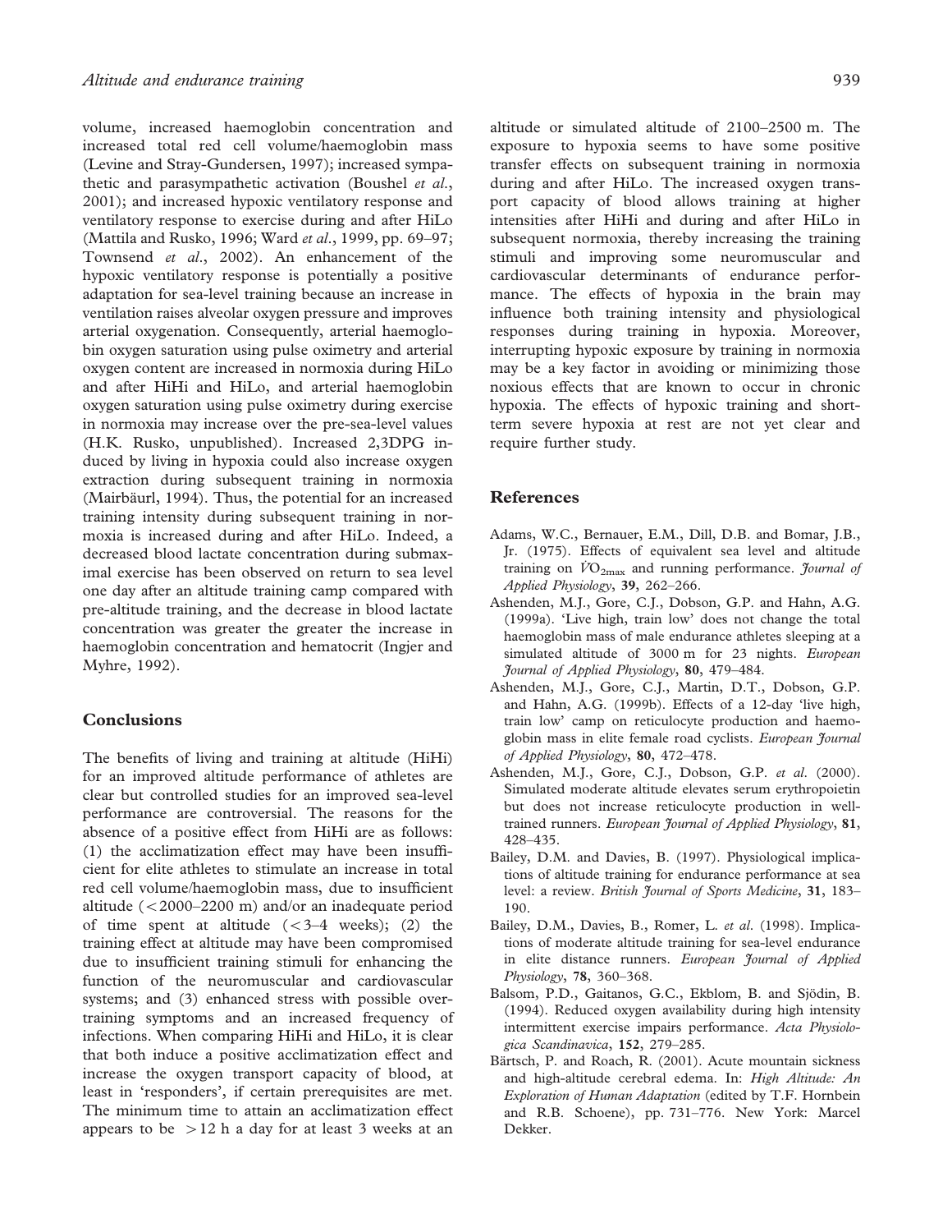volume, increased haemoglobin concentration and increased total red cell volume/haemoglobin mass (Levine and Stray-Gundersen, 1997); increased sympathetic and parasympathetic activation (Boushel *et al*., 2001); and increased hypoxic ventilatory response and ventilatory response to exercise during and after HiLo (Mattila and Rusko, 1996; Ward *et al*., 1999, pp. 69–97; Townsend *et al*., 2002). An enhancement of the hypoxic ventilatory response is potentially a positive adaptation for sea-level training because an increase in ventilation raises alveolar oxygen pressure and improves arterial oxygenation. Consequently, arterial haemoglobin oxygen saturation using pulse oximetry and arterial oxygen content are increased in normoxia during HiLo and after HiHi and HiLo, and arterial haemoglobin oxygen saturation using pulse oximetry during exercise in normoxia may increase over the pre-sea-level values (H.K. Rusko, unpublished). Increased 2,3DPG induced by living in hypoxia could also increase oxygen extraction during subsequent training in normoxia (Mairbäurl, 1994). Thus, the potential for an increased training intensity during subsequent training in normoxia is increased during and after HiLo. Indeed, a decreased blood lactate concentration during submaximal exercise has been observed on return to sea level one day after an altitude training camp compared with pre-altitude training, and the decrease in blood lactate concentration was greater the greater the increase in haemoglobin concentration and hematocrit (Ingjer and Myhre, 1992).

## Conclusions

The benefits of living and training at altitude (HiHi) for an improved altitude performance of athletes are clear but controlled studies for an improved sea-level performance are controversial. The reasons for the absence of a positive effect from HiHi are as follows: (1) the acclimatization effect may have been insufficient for elite athletes to stimulate an increase in total red cell volume/haemoglobin mass, due to insufficient altitude ($<$2000–2200 m) and/or an inadequate period of time spent at altitude ($<$3–4 weeks); (2) the training effect at altitude may have been compromised due to insufficient training stimuli for enhancing the function of the neuromuscular and cardiovascular systems; and (3) enhanced stress with possible overtraining symptoms and an increased frequency of infections. When comparing HiHi and HiLo, it is clear that both induce a positive acclimatization effect and increase the oxygen transport capacity of blood, at least in 'responders', if certain prerequisites are met. The minimum time to attain an acclimatization effect appears to be $>$12 h a day for at least 3 weeks at an altitude or simulated altitude of 2100–2500 m. The exposure to hypoxia seems to have some positive transfer effects on subsequent training in normoxia during and after HiLo. The increased oxygen transport capacity of blood allows training at higher intensities after HiHi and during and after HiLo in subsequent normoxia, thereby increasing the training stimuli and improving some neuromuscular and cardiovascular determinants of endurance performance. The effects of hypoxia in the brain may influence both training intensity and physiological responses during training in hypoxia. Moreover, interrupting hypoxic exposure by training in normoxia may be a key factor in avoiding or minimizing those noxious effects that are known to occur in chronic hypoxia. The effects of hypoxic training and short-term severe hypoxia at rest are not yet clear and require further study.

## References

Adams, W.C., Bernauer, E.M., Dill, D.B. and Bomar, J.B., Jr. (1975). Effects of equivalent sea level and altitude training on $\dot{V}O_{2max}$ and running performance. *Journal of Applied Physiology*, **39**, 262–266.

Ashenden, M.J., Gore, C.J., Dobson, G.P. and Hahn, A.G. (1999a). 'Live high, train low' does not change the total haemoglobin mass of male endurance athletes sleeping at a simulated altitude of 3000 m for 23 nights. *European Journal of Applied Physiology*, **80**, 479–484.

Ashenden, M.J., Gore, C.J., Martin, D.T., Dobson, G.P. and Hahn, A.G. (1999b). Effects of a 12-day 'live high, train low' camp on reticulocyte production and haemoglobin mass in elite female road cyclists. *European Journal of Applied Physiology*, **80**, 472–478.

Ashenden, M.J., Gore, C.J., Dobson, G.P. *et al*. (2000). Simulated moderate altitude elevates serum erythropoietin but does not increase reticulocyte production in well-trained runners. *European Journal of Applied Physiology*, **81**, 428–435.

Bailey, D.M. and Davies, B. (1997). Physiological implications of altitude training for endurance performance at sea level: a review. *British Journal of Sports Medicine*, **31**, 183–190.

Bailey, D.M., Davies, B., Romer, L. *et al*. (1998). Implications of moderate altitude training for sea-level endurance in elite distance runners. *European Journal of Applied Physiology*, **78**, 360–368.

Balsom, P.D., Gaitanos, G.C., Ekblom, B. and Sjödin, B. (1994). Reduced oxygen availability during high intensity intermittent exercise impairs performance. *Acta Physiologica Scandinavica*, **152**, 279–285.

Bärtsch, P. and Roach, R. (2001). Acute mountain sickness and high-altitude cerebral edema. In: *High Altitude: An Exploration of Human Adaptation* (edited by T.F. Hornbein and R.B. Schoene), pp. 731–776. New York: Marcel Dekker.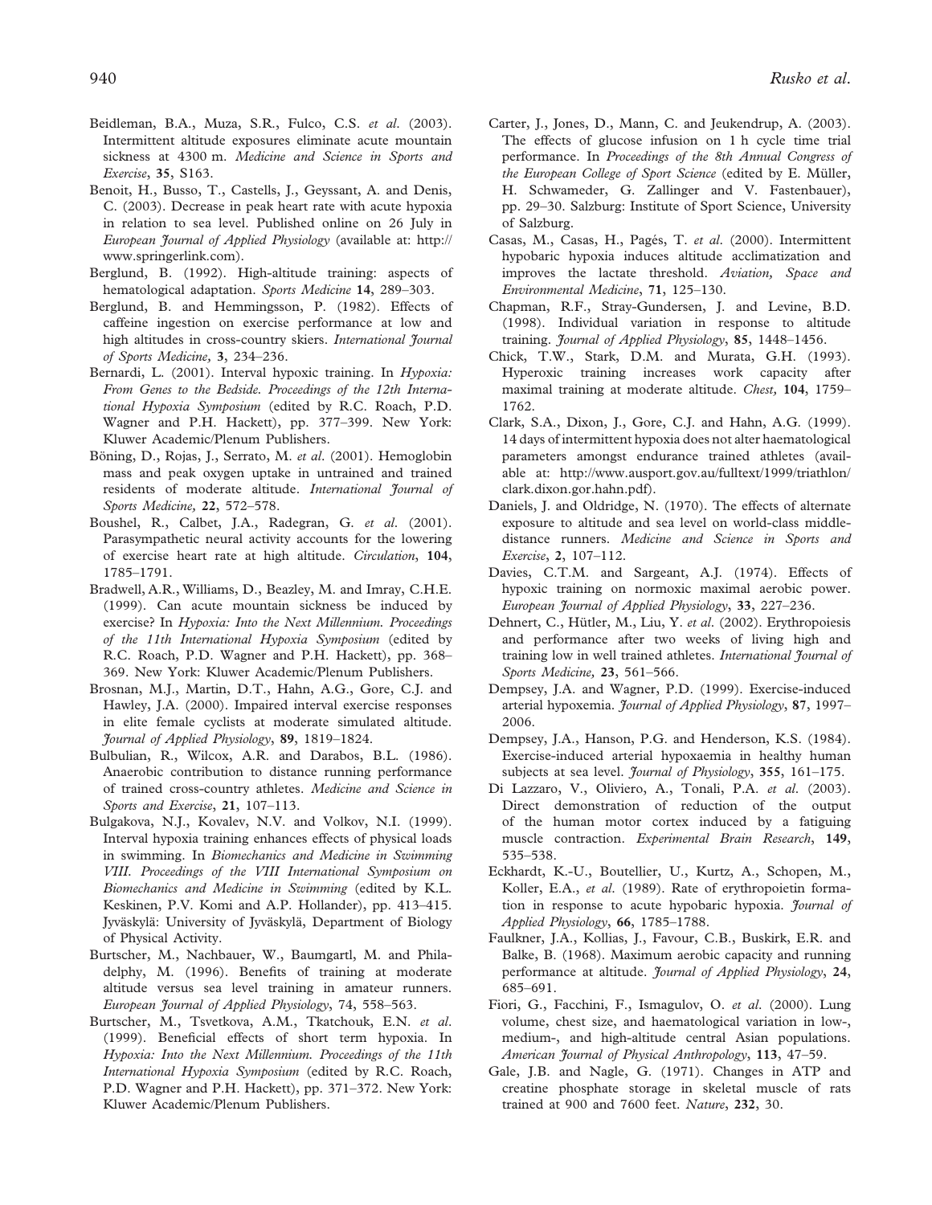Beidleman, B.A., Muza, S.R., Fulco, C.S. *et al*. (2003). Intermittent altitude exposures eliminate acute mountain sickness at 4300 m. *Medicine and Science in Sports and Exercise*, **35**, S163.

Benoit, H., Busso, T., Castells, J., Geyssant, A. and Denis, C. (2003). Decrease in peak heart rate with acute hypoxia in relation to sea level. Published online on 26 July in *European Journal of Applied Physiology* (available at: http://www.springerlink.com).

Berglund, B. (1992). High-altitude training: aspects of hematological adaptation. *Sports Medicine* **14**, 289–303.

Berglund, B. and Hemmingsson, P. (1982). Effects of caffeine ingestion on exercise performance at low and high altitudes in cross-country skiers. *International Journal of Sports Medicine*, **3**, 234–236.

Bernardi, L. (2001). Interval hypoxic training. In *Hypoxia: From Genes to the Bedside. Proceedings of the 12th International Hypoxia Symposium* (edited by R.C. Roach, P.D. Wagner and P.H. Hackett), pp. 377–399. New York: Kluwer Academic/Plenum Publishers.

Böning, D., Rojas, J., Serrato, M. *et al*. (2001). Hemoglobin mass and peak oxygen uptake in untrained and trained residents of moderate altitude. *International Journal of Sports Medicine*, **22**, 572–578.

Boushel, R., Calbet, J.A., Radegran, G. *et al*. (2001). Parasympathetic neural activity accounts for the lowering of exercise heart rate at high altitude. *Circulation*, **104**, 1785–1791.

Bradwell, A.R., Williams, D., Beazley, M. and Imray, C.H.E. (1999). Can acute mountain sickness be induced by exercise? In *Hypoxia: Into the Next Millennium. Proceedings of the 11th International Hypoxia Symposium* (edited by R.C. Roach, P.D. Wagner and P.H. Hackett), pp. 368–369. New York: Kluwer Academic/Plenum Publishers.

Brosnan, M.J., Martin, D.T., Hahn, A.G., Gore, C.J. and Hawley, J.A. (2000). Impaired interval exercise responses in elite female cyclists at moderate simulated altitude. *Journal of Applied Physiology*, **89**, 1819–1824.

Bulbulian, R., Wilcox, A.R. and Darabos, B.L. (1986). Anaerobic contribution to distance running performance of trained cross-country athletes. *Medicine and Science in Sports and Exercise*, **21**, 107–113.

Bulgakova, N.J., Kovalev, N.V. and Volkov, N.I. (1999). Interval hypoxia training enhances effects of physical loads in swimming. In *Biomechanics and Medicine in Swimming VIII. Proceedings of the VIII International Symposium on Biomechanics and Medicine in Swimming* (edited by K.L. Keskinen, P.V. Komi and A.P. Hollander), pp. 413–415. Jyväskylä: University of Jyväskylä, Department of Biology of Physical Activity.

Burtscher, M., Nachbauer, W., Baumgartl, M. and Philadelphy, M. (1996). Benefits of training at moderate altitude versus sea level training in amateur runners. *European Journal of Applied Physiology*, 74, 558–563.

Burtscher, M., Tsvetkova, A.M., Tkatchouk, E.N. *et al*. (1999). Beneficial effects of short term hypoxia. In *Hypoxia: Into the Next Millennium. Proceedings of the 11th International Hypoxia Symposium* (edited by R.C. Roach, P.D. Wagner and P.H. Hackett), pp. 371–372. New York: Kluwer Academic/Plenum Publishers.

Carter, J., Jones, D., Mann, C. and Jeukendrup, A. (2003). The effects of glucose infusion on 1 h cycle time trial performance. In *Proceedings of the 8th Annual Congress of the European College of Sport Science* (edited by E. Müller, H. Schwameder, G. Zallinger and V. Fastenbauer), pp. 29–30. Salzburg: Institute of Sport Science, University of Salzburg.

Casas, M., Casas, H., Pagés, T. *et al*. (2000). Intermittent hypobaric hypoxia induces altitude acclimatization and improves the lactate threshold. *Aviation, Space and Environmental Medicine*, **71**, 125–130.

Chapman, R.F., Stray-Gundersen, J. and Levine, B.D. (1998). Individual variation in response to altitude training. *Journal of Applied Physiology*, **85**, 1448–1456.

Chick, T.W., Stark, D.M. and Murata, G.H. (1993). Hyperoxic training increases work capacity after maximal training at moderate altitude. *Chest*, **104**, 1759–1762.

Clark, S.A., Dixon, J., Gore, C.J. and Hahn, A.G. (1999). 14 days of intermittent hypoxia does not alter haematological parameters amongst endurance trained athletes (available at: http://www.ausport.gov.au/fulltext/1999/triathlon/clark.dixon.gor.hahn.pdf).

Daniels, J. and Oldridge, N. (1970). The effects of alternate exposure to altitude and sea level on world-class middle-distance runners. *Medicine and Science in Sports and Exercise*, **2**, 107–112.

Davies, C.T.M. and Sargeant, A.J. (1974). Effects of hypoxic training on normoxic maximal aerobic power. *European Journal of Applied Physiology*, **33**, 227–236.

Dehnert, C., Hütler, M., Liu, Y. *et al*. (2002). Erythropoiesis and performance after two weeks of living high and training low in well trained athletes. *International Journal of Sports Medicine*, **23**, 561–566.

Dempsey, J.A. and Wagner, P.D. (1999). Exercise-induced arterial hypoxemia. *Journal of Applied Physiology*, **87**, 1997–2006.

Dempsey, J.A., Hanson, P.G. and Henderson, K.S. (1984). Exercise-induced arterial hypoxaemia in healthy human subjects at sea level. *Journal of Physiology*, **355**, 161–175.

Di Lazzaro, V., Oliviero, A., Tonali, P.A. *et al*. (2003). Direct demonstration of reduction of the output of the human motor cortex induced by a fatiguing muscle contraction. *Experimental Brain Research*, **149**, 535–538.

Eckhardt, K.-U., Boutellier, U., Kurtz, A., Schopen, M., Koller, E.A., *et al*. (1989). Rate of erythropoietin formation in response to acute hypobaric hypoxia. *Journal of Applied Physiology*, **66**, 1785–1788.

Faulkner, J.A., Kollias, J., Favour, C.B., Buskirk, E.R. and Balke, B. (1968). Maximum aerobic capacity and running performance at altitude. *Journal of Applied Physiology*, **24**, 685–691.

Fiori, G., Facchini, F., Ismagulov, O. *et al*. (2000). Lung volume, chest size, and haematological variation in low-, medium-, and high-altitude central Asian populations. *American Journal of Physical Anthropology*, **113**, 47–59.

Gale, J.B. and Nagle, G. (1971). Changes in ATP and creatine phosphate storage in skeletal muscle of rats trained at 900 and 7600 feet. *Nature*, **232**, 30.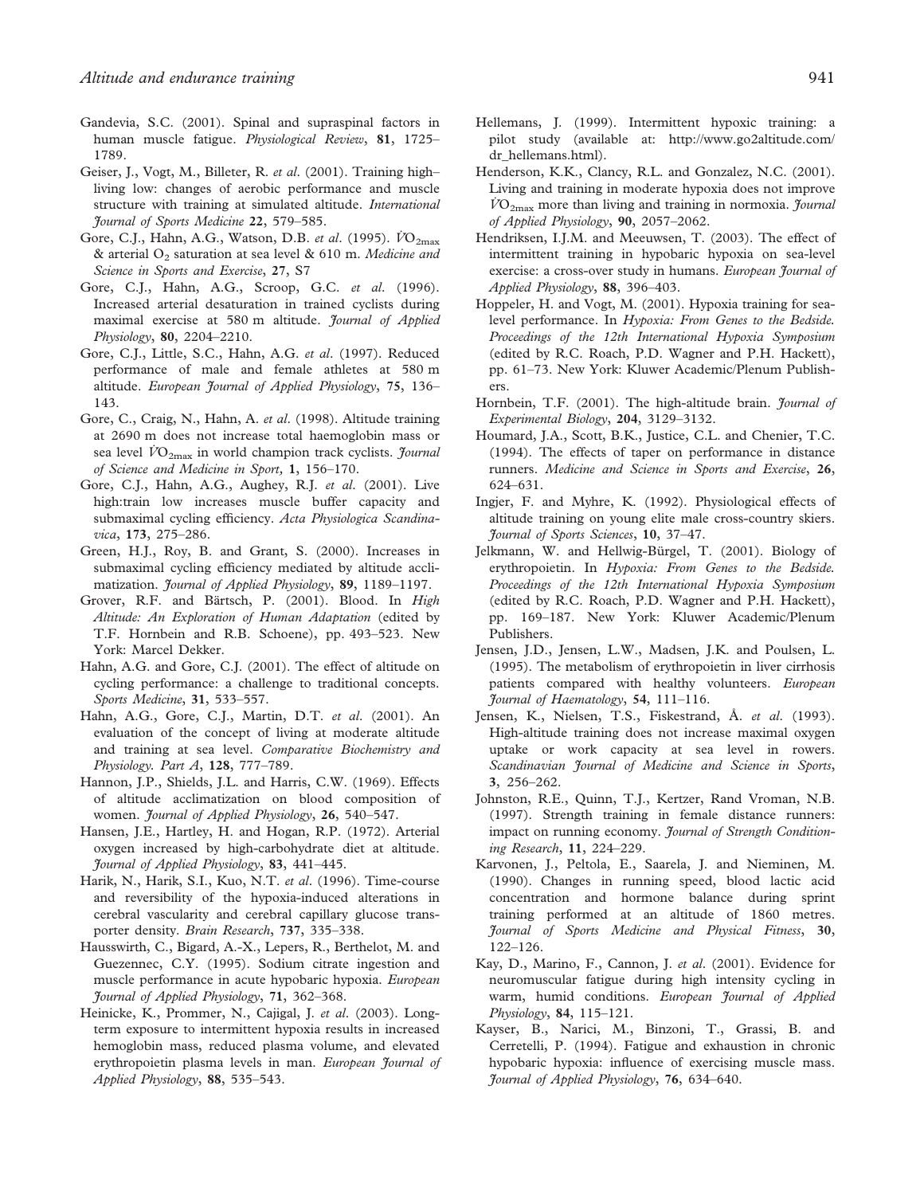Gandevia, S.C. (2001). Spinal and supraspinal factors in human muscle fatigue. *Physiological Review*, **81**, 1725–1789.

Geiser, J., Vogt, M., Billeter, R. *et al*. (2001). Training high–living low: changes of aerobic performance and muscle structure with training at simulated altitude. *International Journal of Sports Medicine* **22**, 579–585.

Gore, C.J., Hahn, A.G., Watson, D.B. *et al*. (1995). $\dot{V}O_{2max}$ & arterial $O_2$ saturation at sea level & 610 m. *Medicine and Science in Sports and Exercise*, **27**, S7

Gore, C.J., Hahn, A.G., Scroop, G.C. *et al*. (1996). Increased arterial desaturation in trained cyclists during maximal exercise at 580 m altitude. *Journal of Applied Physiology*, **80**, 2204–2210.

Gore, C.J., Little, S.C., Hahn, A.G. *et al*. (1997). Reduced performance of male and female athletes at 580 m altitude. *European Journal of Applied Physiology*, **75**, 136–143.

Gore, C., Craig, N., Hahn, A. *et al*. (1998). Altitude training at 2690 m does not increase total haemoglobin mass or sea level $\dot{V}O_{2max}$ in world champion track cyclists. *Journal of Science and Medicine in Sport,* **1**, 156–170.

Gore, C.J., Hahn, A.G., Aughey, R.J. *et al*. (2001). Live high:train low increases muscle buffer capacity and submaximal cycling efficiency. *Acta Physiologica Scandinavica*, **173**, 275–286.

Green, H.J., Roy, B. and Grant, S. (2000). Increases in submaximal cycling efficiency mediated by altitude acclimatization. *Journal of Applied Physiology*, **89**, 1189–1197.

Grover, R.F. and Bärtsch, P. (2001). Blood. In *High Altitude: An Exploration of Human Adaptation* (edited by T.F. Hornbein and R.B. Schoene), pp. 493–523. New York: Marcel Dekker.

Hahn, A.G. and Gore, C.J. (2001). The effect of altitude on cycling performance: a challenge to traditional concepts. *Sports Medicine*, **31**, 533–557.

Hahn, A.G., Gore, C.J., Martin, D.T. *et al*. (2001). An evaluation of the concept of living at moderate altitude and training at sea level. *Comparative Biochemistry and Physiology. Part A*, **128**, 777–789.

Hannon, J.P., Shields, J.L. and Harris, C.W. (1969). Effects of altitude acclimatization on blood composition of women. *Journal of Applied Physiology*, **26**, 540–547.

Hansen, J.E., Hartley, H. and Hogan, R.P. (1972). Arterial oxygen increased by high-carbohydrate diet at altitude. *Journal of Applied Physiology*, **83**, 441–445.

Harik, N., Harik, S.I., Kuo, N.T. *et al*. (1996). Time-course and reversibility of the hypoxia-induced alterations in cerebral vascularity and cerebral capillary glucose transporter density. *Brain Research*, **737**, 335–338.

Hausswirth, C., Bigard, A.-X., Lepers, R., Berthelot, M. and Guezennec, C.Y. (1995). Sodium citrate ingestion and muscle performance in acute hypobaric hypoxia. *European Journal of Applied Physiology*, **71**, 362–368.

Heinicke, K., Prommer, N., Cajigal, J. *et al*. (2003). Long-term exposure to intermittent hypoxia results in increased hemoglobin mass, reduced plasma volume, and elevated erythropoietin plasma levels in man. *European Journal of Applied Physiology*, **88**, 535–543.

Hellemans, J. (1999). Intermittent hypoxic training: a pilot study (available at: http://www.go2altitude.com/dr_hellemans.html).

Henderson, K.K., Clancy, R.L. and Gonzalez, N.C. (2001). Living and training in moderate hypoxia does not improve $\dot{V}O_{2max}$ more than living and training in normoxia. *Journal of Applied Physiology*, **90**, 2057–2062.

Hendriksen, I.J.M. and Meeuwsen, T. (2003). The effect of intermittent training in hypobaric hypoxia on sea-level exercise: a cross-over study in humans. *European Journal of Applied Physiology*, **88**, 396–403.

Hoppeler, H. and Vogt, M. (2001). Hypoxia training for sea-level performance. In *Hypoxia: From Genes to the Bedside. Proceedings of the 12th International Hypoxia Symposium* (edited by R.C. Roach, P.D. Wagner and P.H. Hackett), pp. 61–73. New York: Kluwer Academic/Plenum Publishers.

Hornbein, T.F. (2001). The high-altitude brain. *Journal of Experimental Biology*, **204**, 3129–3132.

Houmard, J.A., Scott, B.K., Justice, C.L. and Chenier, T.C. (1994). The effects of taper on performance in distance runners. *Medicine and Science in Sports and Exercise*, **26**, 624–631.

Ingjer, F. and Myhre, K. (1992). Physiological effects of altitude training on young elite male cross-country skiers. *Journal of Sports Sciences*, **10**, 37–47.

Jelkmann, W. and Hellwig-Bürgel, T. (2001). Biology of erythropoietin. In *Hypoxia: From Genes to the Bedside. Proceedings of the 12th International Hypoxia Symposium* (edited by R.C. Roach, P.D. Wagner and P.H. Hackett), pp. 169–187. New York: Kluwer Academic/Plenum Publishers.

Jensen, J.D., Jensen, L.W., Madsen, J.K. and Poulsen, L. (1995). The metabolism of erythropoietin in liver cirrhosis patients compared with healthy volunteers. *European Journal of Haematology*, **54**, 111–116.

Jensen, K., Nielsen, T.S., Fiskestrand, Å. *et al*. (1993). High-altitude training does not increase maximal oxygen uptake or work capacity at sea level in rowers. *Scandinavian Journal of Medicine and Science in Sports*, **3**, 256–262.

Johnston, R.E., Quinn, T.J., Kertzer, Rand Vroman, N.B. (1997). Strength training in female distance runners: impact on running economy. *Journal of Strength Conditioning Research*, **11**, 224–229.

Karvonen, J., Peltola, E., Saarela, J. and Nieminen, M. (1990). Changes in running speed, blood lactic acid concentration and hormone balance during sprint training performed at an altitude of 1860 metres. *Journal of Sports Medicine and Physical Fitness*, **30**, 122–126.

Kay, D., Marino, F., Cannon, J. *et al*. (2001). Evidence for neuromuscular fatigue during high intensity cycling in warm, humid conditions. *European Journal of Applied Physiology*, **84**, 115–121.

Kayser, B., Narici, M., Binzoni, T., Grassi, B. and Cerretelli, P. (1994). Fatigue and exhaustion in chronic hypobaric hypoxia: influence of exercising muscle mass. *Journal of Applied Physiology*, **76**, 634–640.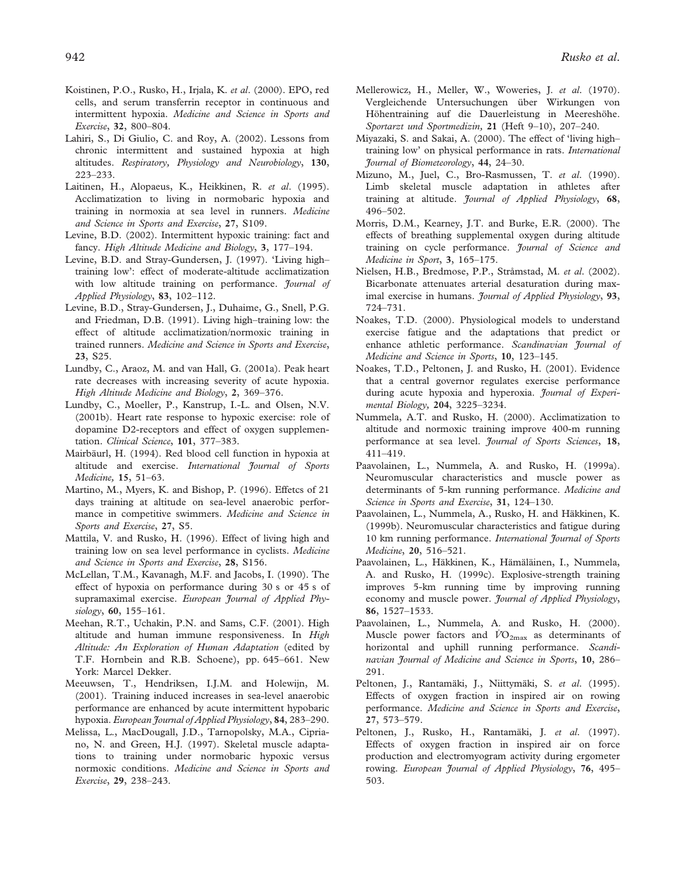Koistinen, P.O., Rusko, H., Irjala, K. *et al*. (2000). EPO, red cells, and serum transferrin receptor in continuous and intermittent hypoxia. *Medicine and Science in Sports and Exercise*, **32**, 800–804.

Lahiri, S., Di Giulio, C. and Roy, A. (2002). Lessons from chronic intermittent and sustained hypoxia at high altitudes. *Respiratory, Physiology and Neurobiology*, **130**, 223–233.

Laitinen, H., Alopaeus, K., Heikkinen, R. *et al*. (1995). Acclimatization to living in normobaric hypoxia and training in normoxia at sea level in runners. *Medicine and Science in Sports and Exercise*, **27**, S109.

Levine, B.D. (2002). Intermittent hypoxic training: fact and fancy. *High Altitude Medicine and Biology*, **3**, 177–194.

Levine, B.D. and Stray-Gundersen, J. (1997). 'Living high–training low': effect of moderate-altitude acclimatization with low altitude training on performance. *Journal of Applied Physiology*, **83**, 102–112.

Levine, B.D., Stray-Gundersen, J., Duhaime, G., Snell, P.G. and Friedman, D.B. (1991). Living high–training low: the effect of altitude acclimatization/normoxic training in trained runners. *Medicine and Science in Sports and Exercise*, **23**, S25.

Lundby, C., Araoz, M. and van Hall, G. (2001a). Peak heart rate decreases with increasing severity of acute hypoxia. *High Altitude Medicine and Biology*, **2**, 369–376.

Lundby, C., Moeller, P., Kanstrup, I.-L. and Olsen, N.V. (2001b). Heart rate response to hypoxic exercise: role of dopamine D2-receptors and effect of oxygen supplementation. *Clinical Science*, **101**, 377–383.

Mairbäurl, H. (1994). Red blood cell function in hypoxia at altitude and exercise. *International Journal of Sports Medicine*, **15**, 51–63.

Martino, M., Myers, K. and Bishop, P. (1996). Effetcs of 21 days training at altitude on sea-level anaerobic performance in competitive swimmers. *Medicine and Science in Sports and Exercise*, **27**, S5.

Mattila, V. and Rusko, H. (1996). Effect of living high and training low on sea level performance in cyclists. *Medicine and Science in Sports and Exercise*, **28**, S156.

McLellan, T.M., Kavanagh, M.F. and Jacobs, I. (1990). The effect of hypoxia on performance during 30 s or 45 s of supramaximal exercise. *European Journal of Applied Physiology*, **60**, 155–161.

Meehan, R.T., Uchakin, P.N. and Sams, C.F. (2001). High altitude and human immune responsiveness. In *High Altitude: An Exploration of Human Adaptation* (edited by T.F. Hornbein and R.B. Schoene), pp. 645–661. New York: Marcel Dekker.

Meeuwsen, T., Hendriksen, I.J.M. and Holewijn, M. (2001). Training induced increases in sea-level anaerobic performance are enhanced by acute intermittent hypobaric hypoxia. *European Journal of Applied Physiology*, **84**, 283–290.

Melissa, L., MacDougall, J.D., Tarnopolsky, M.A., Cipriano, N. and Green, H.J. (1997). Skeletal muscle adaptations to training under normobaric hypoxic versus normoxic conditions. *Medicine and Science in Sports and Exercise*, **29**, 238–243.

Mellerowicz, H., Meller, W., Woweries, J. *et al*. (1970). Vergleichende Untersuchungen über Wirkungen von Höhentraining auf die Dauerleistung in Meereshöhe. *Sportarzt und Sportmedizin*, **21** (Heft 9–10), 207–240.

Miyazaki, S. and Sakai, A. (2000). The effect of 'living high–training low' on physical performance in rats. *International Journal of Biometeorology*, **44**, 24–30.

Mizuno, M., Juel, C., Bro-Rasmussen, T. *et al*. (1990). Limb skeletal muscle adaptation in athletes after training at altitude. *Journal of Applied Physiology*, **68**, 496–502.

Morris, D.M., Kearney, J.T. and Burke, E.R. (2000). The effects of breathing supplemental oxygen during altitude training on cycle performance. *Journal of Science and Medicine in Sport*, **3**, 165–175.

Nielsen, H.B., Bredmose, P.P., Stråmstad, M. *et al*. (2002). Bicarbonate attenuates arterial desaturation during maximal exercise in humans. *Journal of Applied Physiology*, **93**, 724–731.

Noakes, T.D. (2000). Physiological models to understand exercise fatigue and the adaptations that predict or enhance athletic performance. *Scandinavian Journal of Medicine and Science in Sports*, **10**, 123–145.

Noakes, T.D., Peltonen, J. and Rusko, H. (2001). Evidence that a central governor regulates exercise performance during acute hypoxia and hyperoxia. *Journal of Experimental Biology*, **204**, 3225–3234.

Nummela, A.T. and Rusko, H. (2000). Acclimatization to altitude and normoxic training improve 400-m running performance at sea level. *Journal of Sports Sciences*, **18**, 411–419.

Paavolainen, L., Nummela, A. and Rusko, H. (1999a). Neuromuscular characteristics and muscle power as determinants of 5-km running performance. *Medicine and Science in Sports and Exercise*, **31**, 124–130.

Paavolainen, L., Nummela, A., Rusko, H. and Häkkinen, K. (1999b). Neuromuscular characteristics and fatigue during 10 km running performance. *International Journal of Sports Medicine*, **20**, 516–521.

Paavolainen, L., Häkkinen, K., Hämäläinen, I., Nummela, A. and Rusko, H. (1999c). Explosive-strength training improves 5-km running time by improving running economy and muscle power. *Journal of Applied Physiology*, **86**, 1527–1533.

Paavolainen, L., Nummela, A. and Rusko, H. (2000). Muscle power factors and $\dot{V}O_{2max}$ as determinants of horizontal and uphill running performance. *Scandinavian Journal of Medicine and Science in Sports*, **10**, 286–291.

Peltonen, J., Rantamäki, J., Niittymäki, S. *et al*. (1995). Effects of oxygen fraction in inspired air on rowing performance. *Medicine and Science in Sports and Exercise*, **27**, 573–579.

Peltonen, J., Rusko, H., Rantamäki, J. *et al*. (1997). Effects of oxygen fraction in inspired air on force production and electromyogram activity during ergometer rowing. *European Journal of Applied Physiology*, **76**, 495–503.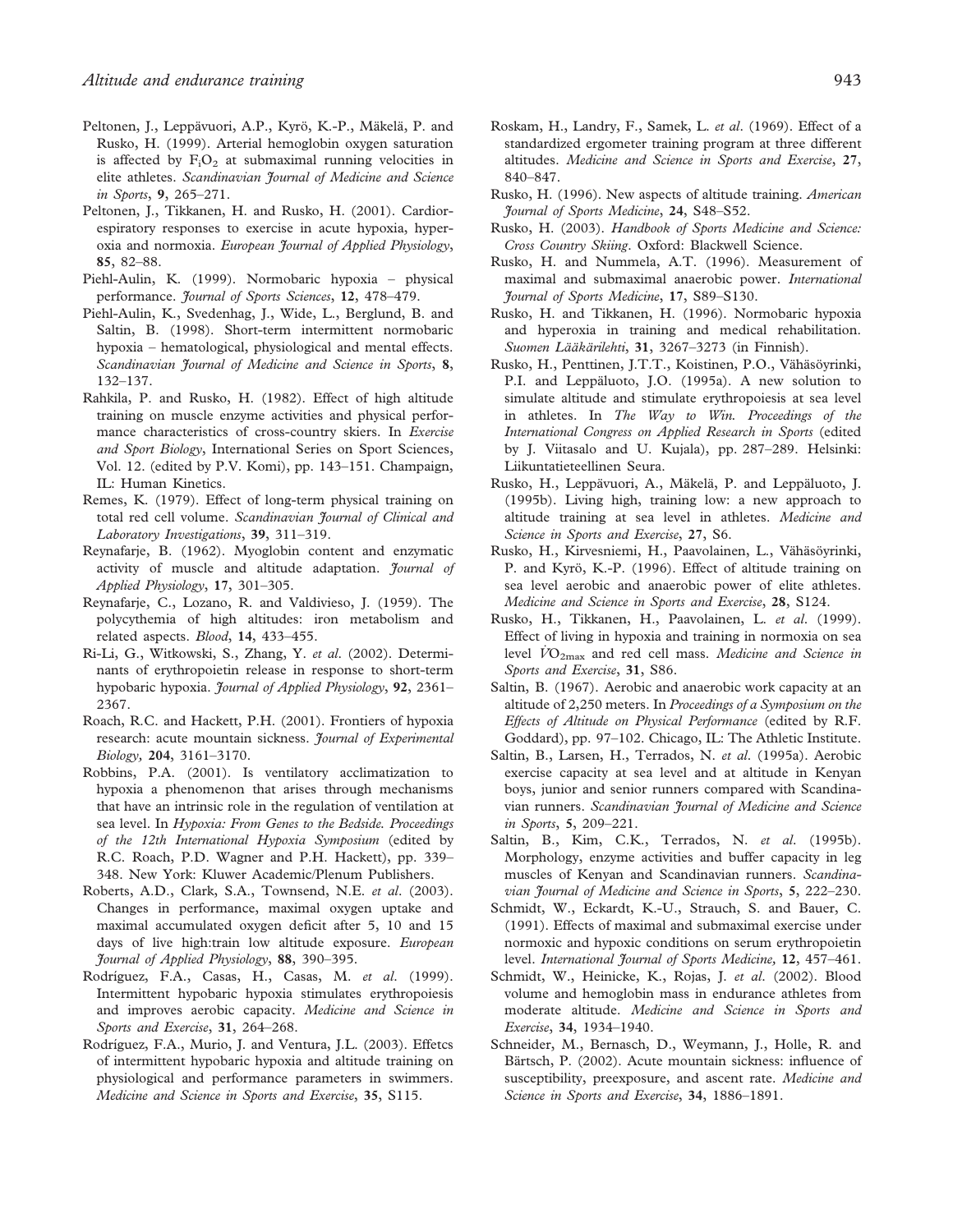Peltonen, J., Leppävuori, A.P., Kyrö, K.-P., Mäkelä, P. and Rusko, H. (1999). Arterial hemoglobin oxygen saturation is affected by $F_iO_2$ at submaximal running velocities in elite athletes. *Scandinavian Journal of Medicine and Science in Sports*, **9**, 265–271.

Peltonen, J., Tikkanen, H. and Rusko, H. (2001). Cardiorespiratory responses to exercise in acute hypoxia, hyperoxia and normoxia. *European Journal of Applied Physiology*, **85**, 82–88.

Piehl-Aulin, K. (1999). Normobaric hypoxia – physical performance. *Journal of Sports Sciences*, **12**, 478–479.

Piehl-Aulin, K., Svedenhag, J., Wide, L., Berglund, B. and Saltin, B. (1998). Short-term intermittent normobaric hypoxia – hematological, physiological and mental effects. *Scandinavian Journal of Medicine and Science in Sports*, **8**, 132–137.

Rahkila, P. and Rusko, H. (1982). Effect of high altitude training on muscle enzyme activities and physical performance characteristics of cross-country skiers. In *Exercise and Sport Biology*, International Series on Sport Sciences, Vol. 12. (edited by P.V. Komi), pp. 143–151. Champaign, IL: Human Kinetics.

Remes, K. (1979). Effect of long-term physical training on total red cell volume. *Scandinavian Journal of Clinical and Laboratory Investigations*, **39**, 311–319.

Reynafarje, B. (1962). Myoglobin content and enzymatic activity of muscle and altitude adaptation. *Journal of Applied Physiology*, **17**, 301–305.

Reynafarje, C., Lozano, R. and Valdivieso, J. (1959). The polycythemia of high altitudes: iron metabolism and related aspects. *Blood*, **14**, 433–455.

Ri-Li, G., Witkowski, S., Zhang, Y. *et al*. (2002). Determinants of erythropoietin release in response to short-term hypobaric hypoxia. *Journal of Applied Physiology*, **92**, 2361–2367.

Roach, R.C. and Hackett, P.H. (2001). Frontiers of hypoxia research: acute mountain sickness. *Journal of Experimental Biology*, **204**, 3161–3170.

Robbins, P.A. (2001). Is ventilatory acclimatization to hypoxia a phenomenon that arises through mechanisms that have an intrinsic role in the regulation of ventilation at sea level. In *Hypoxia: From Genes to the Bedside. Proceedings of the 12th International Hypoxia Symposium* (edited by R.C. Roach, P.D. Wagner and P.H. Hackett), pp. 339–348. New York: Kluwer Academic/Plenum Publishers.

Roberts, A.D., Clark, S.A., Townsend, N.E. *et al*. (2003). Changes in performance, maximal oxygen uptake and maximal accumulated oxygen deficit after 5, 10 and 15 days of live high:train low altitude exposure. *European Journal of Applied Physiology*, **88**, 390–395.

Rodríguez, F.A., Casas, H., Casas, M. *et al*. (1999). Intermittent hypobaric hypoxia stimulates erythropoiesis and improves aerobic capacity. *Medicine and Science in Sports and Exercise*, **31**, 264–268.

Rodríguez, F.A., Murio, J. and Ventura, J.L. (2003). Effetcs of intermittent hypobaric hypoxia and altitude training on physiological and performance parameters in swimmers. *Medicine and Science in Sports and Exercise*, **35**, S115.

Roskam, H., Landry, F., Samek, L. *et al*. (1969). Effect of a standardized ergometer training program at three different altitudes. *Medicine and Science in Sports and Exercise*, **27**, 840–847.

Rusko, H. (1996). New aspects of altitude training. *American Journal of Sports Medicine*, **24**, S48–S52.

Rusko, H. (2003). *Handbook of Sports Medicine and Science: Cross Country Skiing*. Oxford: Blackwell Science.

Rusko, H. and Nummela, A.T. (1996). Measurement of maximal and submaximal anaerobic power. *International Journal of Sports Medicine*, **17**, S89–S130.

Rusko, H. and Tikkanen, H. (1996). Normobaric hypoxia and hyperoxia in training and medical rehabilitation. *Suomen Lääkärilehti*, **31**, 3267–3273 (in Finnish).

Rusko, H., Penttinen, J.T.T., Koistinen, P.O., Vähäsöyrinki, P.I. and Leppäluoto, J.O. (1995a). A new solution to simulate altitude and stimulate erythropoiesis at sea level in athletes. In *The Way to Win. Proceedings of the International Congress on Applied Research in Sports* (edited by J. Viitasalo and U. Kujala), pp. 287–289. Helsinki: Liikuntatieteellinen Seura.

Rusko, H., Leppävuori, A., Mäkelä, P. and Leppäluoto, J. (1995b). Living high, training low: a new approach to altitude training at sea level in athletes. *Medicine and Science in Sports and Exercise*, **27**, S6.

Rusko, H., Kirvesniemi, H., Paavolainen, L., Vähäsöyrinki, P. and Kyrö, K.-P. (1996). Effect of altitude training on sea level aerobic and anaerobic power of elite athletes. *Medicine and Science in Sports and Exercise*, **28**, S124.

Rusko, H., Tikkanen, H., Paavolainen, L. *et al*. (1999). Effect of living in hypoxia and training in normoxia on sea level $\dot{V}O_{2max}$ and red cell mass. *Medicine and Science in Sports and Exercise*, **31**, S86.

Saltin, B. (1967). Aerobic and anaerobic work capacity at an altitude of 2,250 meters. In *Proceedings of a Symposium on the Effects of Altitude on Physical Performance* (edited by R.F. Goddard), pp. 97–102. Chicago, IL: The Athletic Institute.

Saltin, B., Larsen, H., Terrados, N. *et al*. (1995a). Aerobic exercise capacity at sea level and at altitude in Kenyan boys, junior and senior runners compared with Scandinavian runners. *Scandinavian Journal of Medicine and Science in Sports*, **5**, 209–221.

Saltin, B., Kim, C.K., Terrados, N. *et al*. (1995b). Morphology, enzyme activities and buffer capacity in leg muscles of Kenyan and Scandinavian runners. *Scandinavian Journal of Medicine and Science in Sports*, **5**, 222–230.

Schmidt, W., Eckardt, K.-U., Strauch, S. and Bauer, C. (1991). Effects of maximal and submaximal exercise under normoxic and hypoxic conditions on serum erythropoietin level. *International Journal of Sports Medicine*, **12**, 457–461.

Schmidt, W., Heinicke, K., Rojas, J. *et al*. (2002). Blood volume and hemoglobin mass in endurance athletes from moderate altitude. *Medicine and Science in Sports and Exercise*, **34**, 1934–1940.

Schneider, M., Bernasch, D., Weymann, J., Holle, R. and Bärtsch, P. (2002). Acute mountain sickness: influence of susceptibility, preexposure, and ascent rate. *Medicine and Science in Sports and Exercise*, **34**, 1886–1891.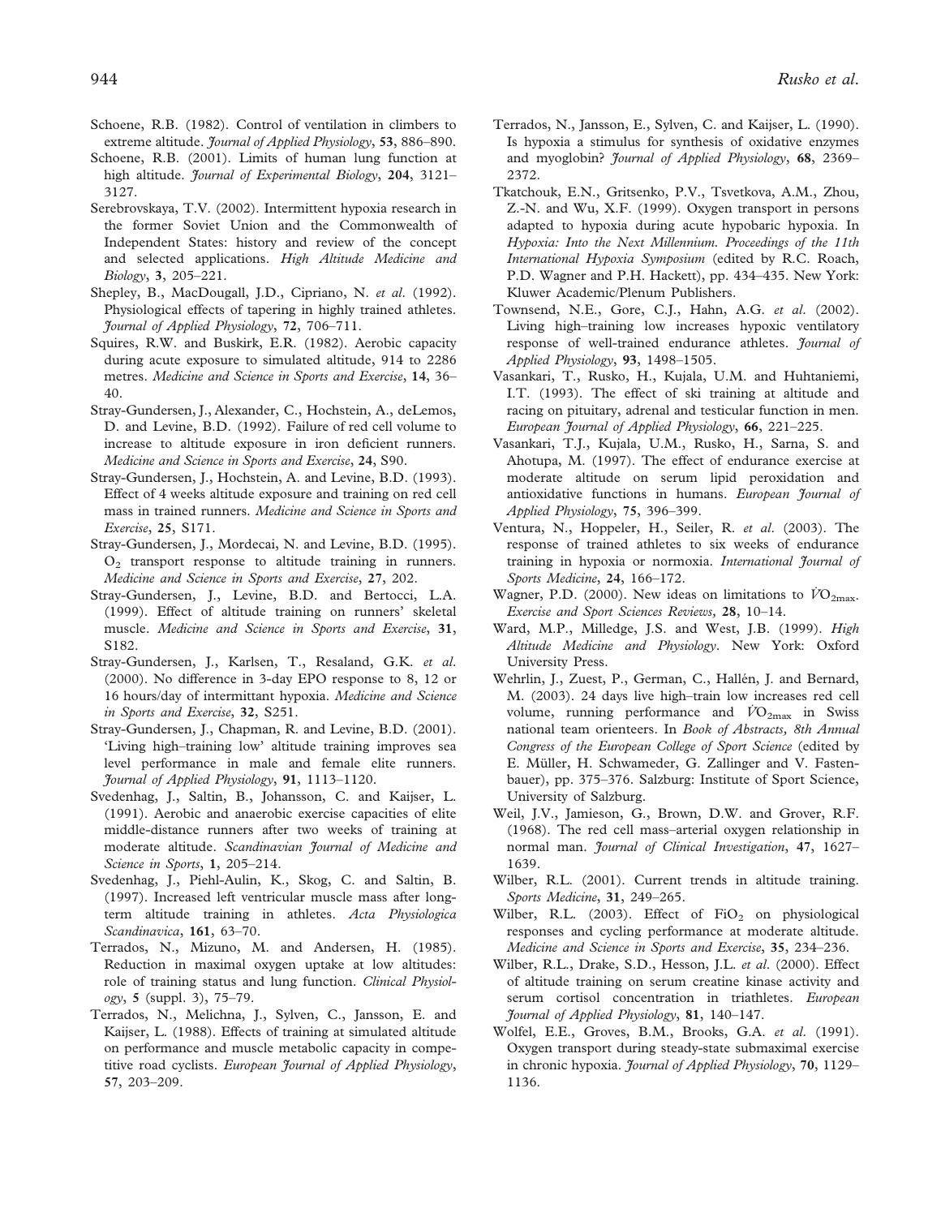Schoene, R.B. (1982). Control of ventilation in climbers to extreme altitude. *Journal of Applied Physiology*, **53**, 886–890.

Schoene, R.B. (2001). Limits of human lung function at high altitude. *Journal of Experimental Biology*, **204**, 3121–3127.

Serebrovskaya, T.V. (2002). Intermittent hypoxia research in the former Soviet Union and the Commonwealth of Independent States: history and review of the concept and selected applications. *High Altitude Medicine and Biology*, **3**, 205–221.

Shepley, B., MacDougall, J.D., Cipriano, N. *et al*. (1992). Physiological effects of tapering in highly trained athletes. *Journal of Applied Physiology*, **72**, 706–711.

Squires, R.W. and Buskirk, E.R. (1982). Aerobic capacity during acute exposure to simulated altitude, 914 to 2286 metres. *Medicine and Science in Sports and Exercise*, **14**, 36–40.

Stray-Gundersen, J., Alexander, C., Hochstein, A., deLemos, D. and Levine, B.D. (1992). Failure of red cell volume to increase to altitude exposure in iron deficient runners. *Medicine and Science in Sports and Exercise*, **24**, S90.

Stray-Gundersen, J., Hochstein, A. and Levine, B.D. (1993). Effect of 4 weeks altitude exposure and training on red cell mass in trained runners. *Medicine and Science in Sports and Exercise*, **25**, S171.

Stray-Gundersen, J., Mordecai, N. and Levine, B.D. (1995). $O_2$ transport response to altitude training in runners. *Medicine and Science in Sports and Exercise*, **27**, 202.

Stray-Gundersen, J., Levine, B.D. and Bertocci, L.A. (1999). Effect of altitude training on runners' skeletal muscle. *Medicine and Science in Sports and Exercise*, **31**, S182.

Stray-Gundersen, J., Karlsen, T., Resaland, G.K. *et al*. (2000). No difference in 3-day EPO response to 8, 12 or 16 hours/day of intermittant hypoxia. *Medicine and Science in Sports and Exercise*, **32**, S251.

Stray-Gundersen, J., Chapman, R. and Levine, B.D. (2001). 'Living high–training low' altitude training improves sea level performance in male and female elite runners. *Journal of Applied Physiology*, **91**, 1113–1120.

Svedenhag, J., Saltin, B., Johansson, C. and Kaijser, L. (1991). Aerobic and anaerobic exercise capacities of elite middle-distance runners after two weeks of training at moderate altitude. *Scandinavian Journal of Medicine and Science in Sports*, **1**, 205–214.

Svedenhag, J., Piehl-Aulin, K., Skog, C. and Saltin, B. (1997). Increased left ventricular muscle mass after long-term altitude training in athletes. *Acta Physiologica Scandinavica*, **161**, 63–70.

Terrados, N., Mizuno, M. and Andersen, H. (1985). Reduction in maximal oxygen uptake at low altitudes: role of training status and lung function. *Clinical Physiology*, **5** (suppl. 3), 75–79.

Terrados, N., Melichna, J., Sylven, C., Jansson, E. and Kaijser, L. (1988). Effects of training at simulated altitude on performance and muscle metabolic capacity in competitive road cyclists. *European Journal of Applied Physiology*, **57**, 203–209.

Terrados, N., Jansson, E., Sylven, C. and Kaijser, L. (1990). Is hypoxia a stimulus for synthesis of oxidative enzymes and myoglobin? *Journal of Applied Physiology*, **68**, 2369–2372.

Tkatchouk, E.N., Gritsenko, P.V., Tsvetkova, A.M., Zhou, Z.-N. and Wu, X.F. (1999). Oxygen transport in persons adapted to hypoxia during acute hypobaric hypoxia. In *Hypoxia: Into the Next Millennium. Proceedings of the 11th International Hypoxia Symposium* (edited by R.C. Roach, P.D. Wagner and P.H. Hackett), pp. 434–435. New York: Kluwer Academic/Plenum Publishers.

Townsend, N.E., Gore, C.J., Hahn, A.G. *et al*. (2002). Living high–training low increases hypoxic ventilatory response of well-trained endurance athletes. *Journal of Applied Physiology*, **93**, 1498–1505.

Vasankari, T., Rusko, H., Kujala, U.M. and Huhtaniemi, I.T. (1993). The effect of ski training at altitude and racing on pituitary, adrenal and testicular function in men. *European Journal of Applied Physiology*, **66**, 221–225.

Vasankari, T.J., Kujala, U.M., Rusko, H., Sarna, S. and Ahotupa, M. (1997). The effect of endurance exercise at moderate altitude on serum lipid peroxidation and antioxidative functions in humans. *European Journal of Applied Physiology*, **75**, 396–399.

Ventura, N., Hoppeler, H., Seiler, R. *et al*. (2003). The response of trained athletes to six weeks of endurance training in hypoxia or normoxia. *International Journal of Sports Medicine*, **24**, 166–172.

Wagner, P.D. (2000). New ideas on limitations to $\dot{V}O_{2max}$. *Exercise and Sport Sciences Reviews,* **28**, 10–14.

Ward, M.P., Milledge, J.S. and West, J.B. (1999). *High Altitude Medicine and Physiology*. New York: Oxford University Press.

Wehrlin, J., Zuest, P., German, C., Hallén, J. and Bernard, M. (2003). 24 days live high–train low increases red cell volume, running performance and $\dot{V}O_{2max}$ in Swiss national team orienteers. In *Book of Abstracts, 8th Annual Congress of the European College of Sport Science* (edited by E. Müller, H. Schwameder, G. Zallinger and V. Fastenbauer), pp. 375–376. Salzburg: Institute of Sport Science, University of Salzburg.

Weil, J.V., Jamieson, G., Brown, D.W. and Grover, R.F. (1968). The red cell mass–arterial oxygen relationship in normal man. *Journal of Clinical Investigation*, **47**, 1627–1639.

Wilber, R.L. (2001). Current trends in altitude training. *Sports Medicine*, **31**, 249–265.

Wilber, R.L. (2003). Effect of $FiO_2$ on physiological responses and cycling performance at moderate altitude. *Medicine and Science in Sports and Exercise*, **35**, 234–236.

Wilber, R.L., Drake, S.D., Hesson, J.L. *et al*. (2000). Effect of altitude training on serum creatine kinase activity and serum cortisol concentration in triathletes. *European Journal of Applied Physiology*, **81**, 140–147.

Wolfel, E.E., Groves, B.M., Brooks, G.A. *et al*. (1991). Oxygen transport during steady-state submaximal exercise in chronic hypoxia. *Journal of Applied Physiology*, **70**, 1129–1136.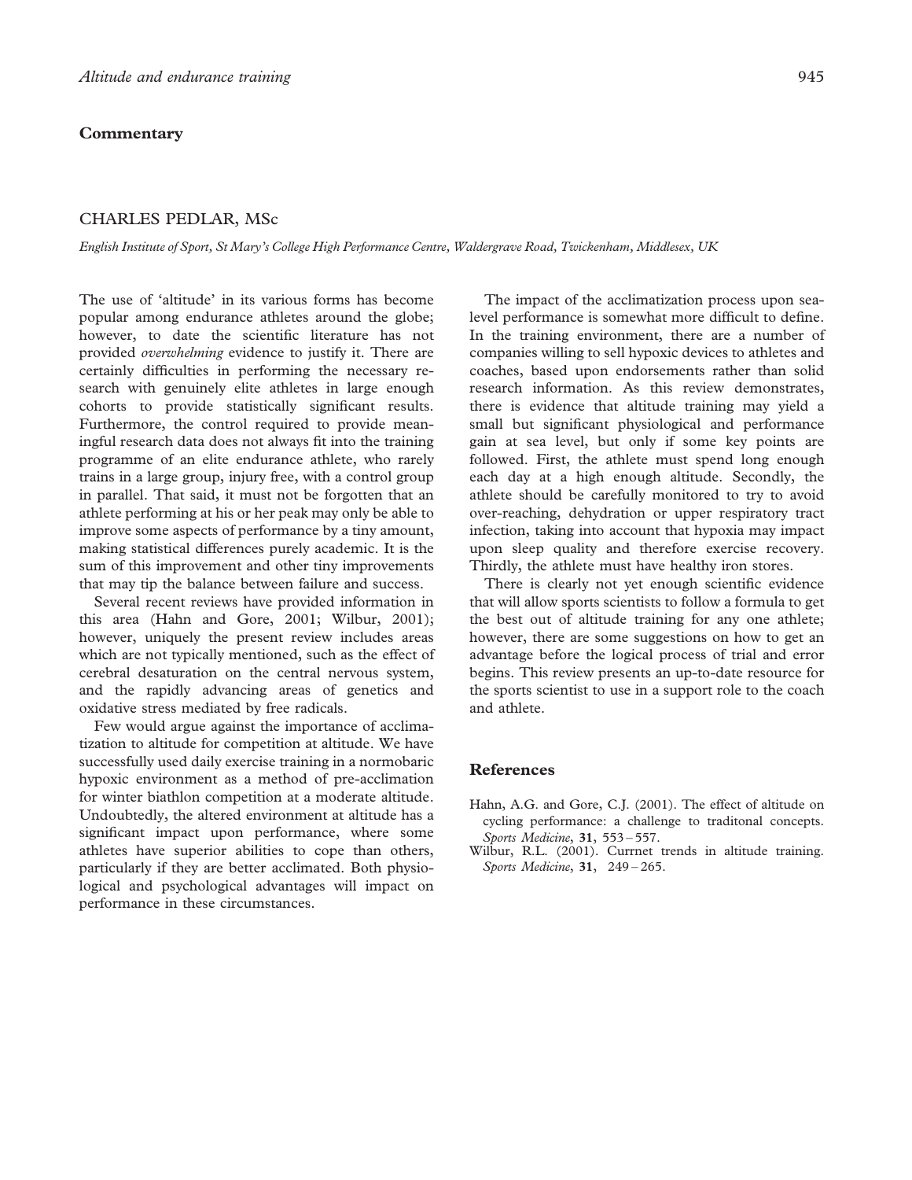## Commentary

### CHARLES PEDLAR, MSc

*English Institute of Sport, St Mary's College High Performance Centre, Waldergrave Road, Twickenham, Middlesex, UK*

The use of 'altitude' in its various forms has become popular among endurance athletes around the globe; however, to date the scientific literature has not provided *overwhelming* evidence to justify it. There are certainly difficulties in performing the necessary research with genuinely elite athletes in large enough cohorts to provide statistically significant results. Furthermore, the control required to provide meaningful research data does not always fit into the training programme of an elite endurance athlete, who rarely trains in a large group, injury free, with a control group in parallel. That said, it must not be forgotten that an athlete performing at his or her peak may only be able to improve some aspects of performance by a tiny amount, making statistical differences purely academic. It is the sum of this improvement and other tiny improvements that may tip the balance between failure and success.

Several recent reviews have provided information in this area (Hahn and Gore, 2001; Wilbur, 2001); however, uniquely the present review includes areas which are not typically mentioned, such as the effect of cerebral desaturation on the central nervous system, and the rapidly advancing areas of genetics and oxidative stress mediated by free radicals.

Few would argue against the importance of acclimatization to altitude for competition at altitude. We have successfully used daily exercise training in a normobaric hypoxic environment as a method of pre-acclimation for winter biathlon competition at a moderate altitude. Undoubtedly, the altered environment at altitude has a significant impact upon performance, where some athletes have superior abilities to cope than others, particularly if they are better acclimated. Both physiological and psychological advantages will impact on performance in these circumstances.

The impact of the acclimatization process upon sea-level performance is somewhat more difficult to define. In the training environment, there are a number of companies willing to sell hypoxic devices to athletes and coaches, based upon endorsements rather than solid research information. As this review demonstrates, there is evidence that altitude training may yield a small but significant physiological and performance gain at sea level, but only if some key points are followed. First, the athlete must spend long enough each day at a high enough altitude. Secondly, the athlete should be carefully monitored to try to avoid over-reaching, dehydration or upper respiratory tract infection, taking into account that hypoxia may impact upon sleep quality and therefore exercise recovery. Thirdly, the athlete must have healthy iron stores.

There is clearly not yet enough scientific evidence that will allow sports scientists to follow a formula to get the best out of altitude training for any one athlete; however, there are some suggestions on how to get an advantage before the logical process of trial and error begins. This review presents an up-to-date resource for the sports scientist to use in a support role to the coach and athlete.

## References

Hahn, A.G. and Gore, C.J. (2001). The effect of altitude on cycling performance: a challenge to traditonal concepts. *Sports Medicine*, **31**, 553 – 557.

Wilbur, R.L. (2001). Currnet trends in altitude training. *Sports Medicine*, **31**, 249 – 265.